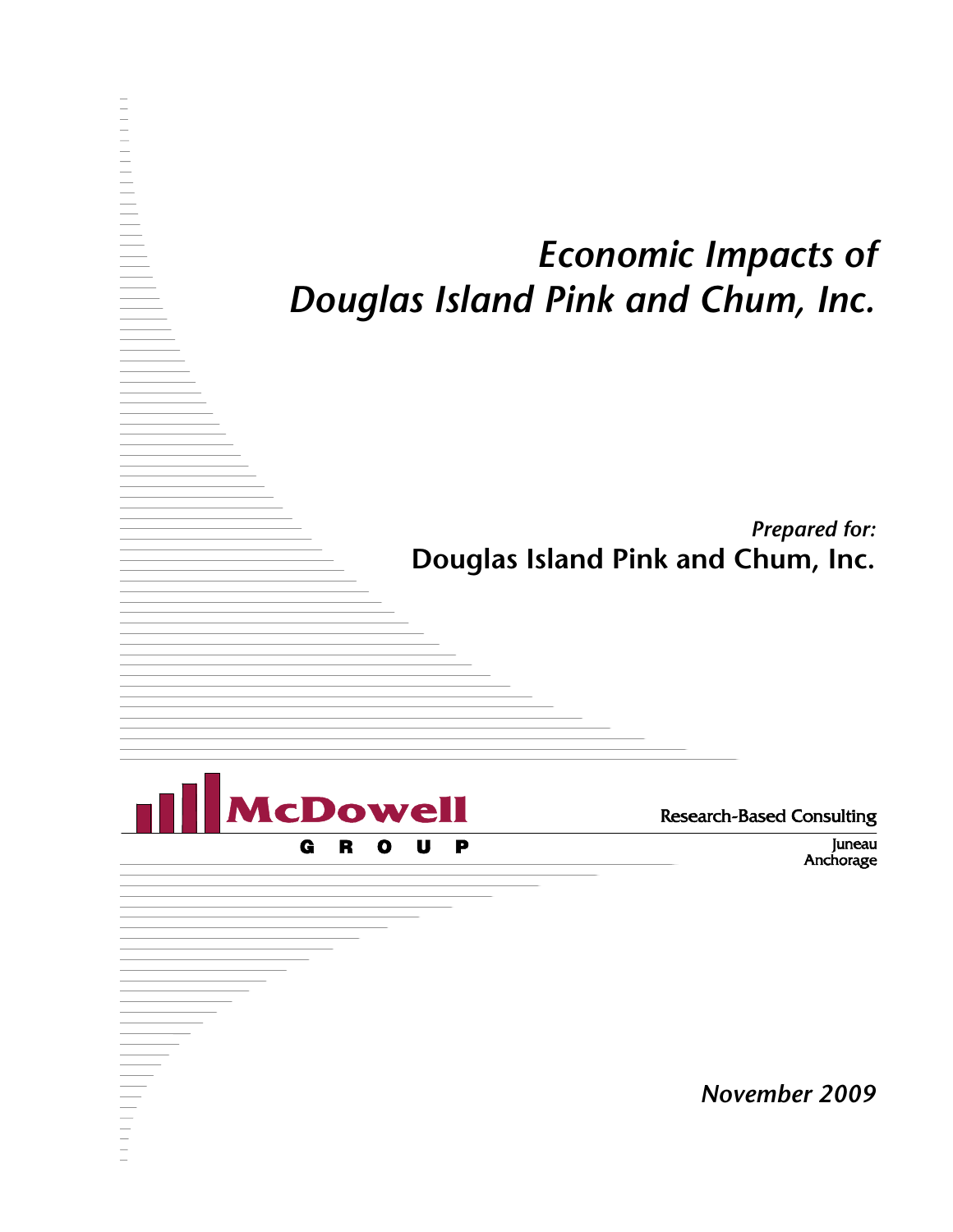# *Economic Impacts of Douglas Island Pink and Chum, Inc.*

*Prepared for:*

**Douglas Island Pink and Chum, Inc.**

McDowell GROUP

Research-Based Consulting

Juneau
Anchorage

*November 2009*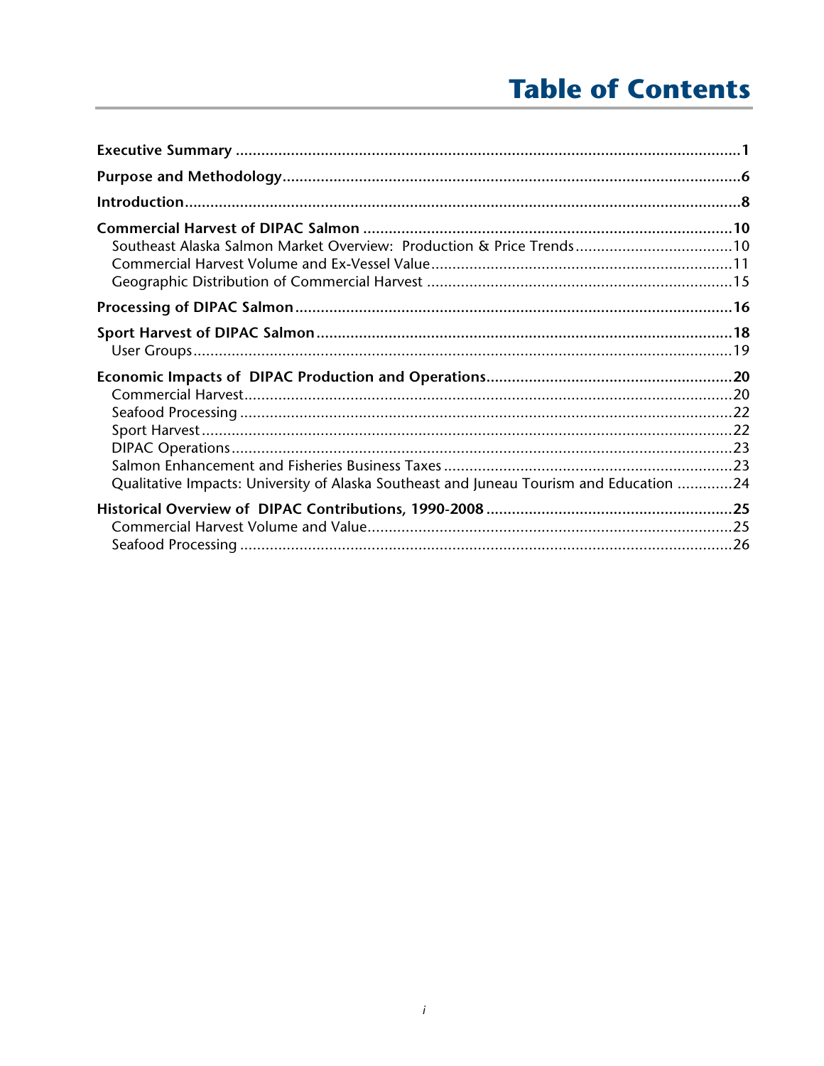# Table of Contents

**Executive Summary** ..... **1**

**Purpose and Methodology** ..... **6**

**Introduction** ..... **8**

**Commercial Harvest of DIPAC Salmon** ..... **10**
- Southeast Alaska Salmon Market Overview: Production & Price Trends ..... 10
- Commercial Harvest Volume and Ex-Vessel Value ..... 11
- Geographic Distribution of Commercial Harvest ..... 15

**Processing of DIPAC Salmon** ..... **16**

**Sport Harvest of DIPAC Salmon** ..... **18**
- User Groups ..... 19

**Economic Impacts of DIPAC Production and Operations** ..... **20**
- Commercial Harvest ..... 20
- Seafood Processing ..... 22
- Sport Harvest ..... 22
- DIPAC Operations ..... 23
- Salmon Enhancement and Fisheries Business Taxes ..... 23
- Qualitative Impacts: University of Alaska Southeast and Juneau Tourism and Education ..... 24

**Historical Overview of DIPAC Contributions, 1990-2008** ..... **25**
- Commercial Harvest Volume and Value ..... 25
- Seafood Processing ..... 26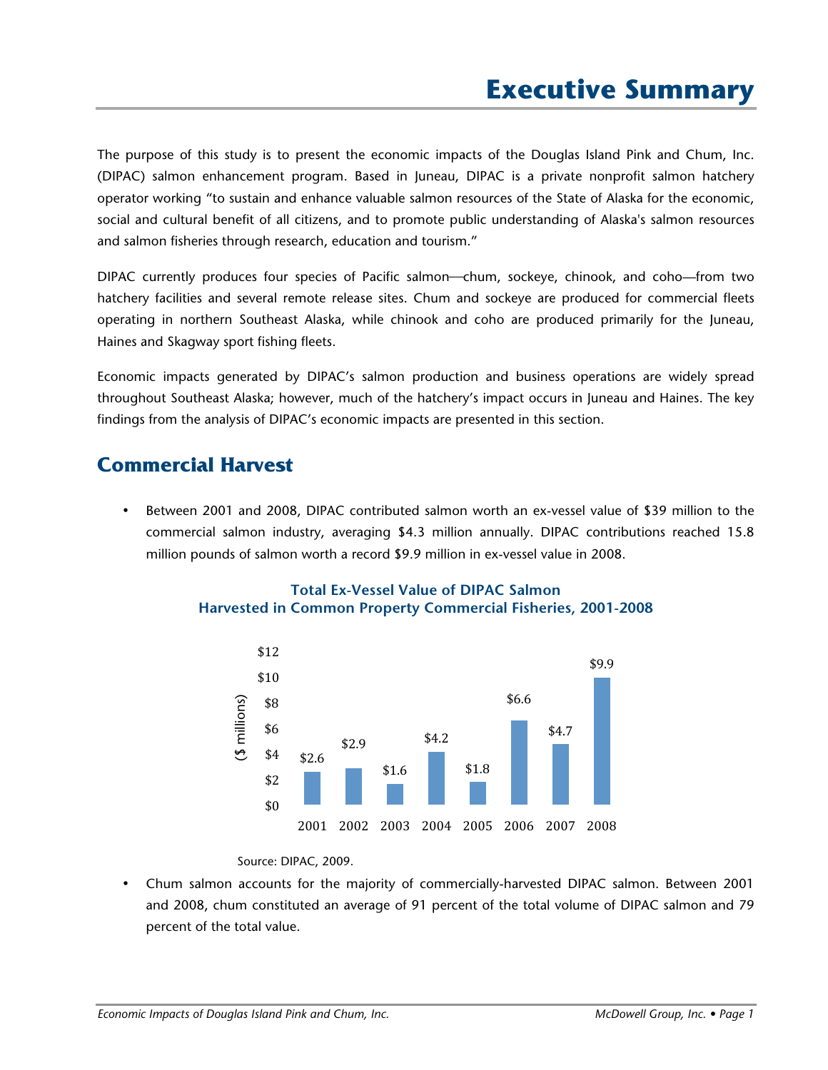# Executive Summary

The purpose of this study is to present the economic impacts of the Douglas Island Pink and Chum, Inc. (DIPAC) salmon enhancement program. Based in Juneau, DIPAC is a private nonprofit salmon hatchery operator working "to sustain and enhance valuable salmon resources of the State of Alaska for the economic, social and cultural benefit of all citizens, and to promote public understanding of Alaska's salmon resources and salmon fisheries through research, education and tourism."

DIPAC currently produces four species of Pacific salmon—chum, sockeye, chinook, and coho—from two hatchery facilities and several remote release sites. Chum and sockeye are produced for commercial fleets operating in northern Southeast Alaska, while chinook and coho are produced primarily for the Juneau, Haines and Skagway sport fishing fleets.

Economic impacts generated by DIPAC's salmon production and business operations are widely spread throughout Southeast Alaska; however, much of the hatchery's impact occurs in Juneau and Haines. The key findings from the analysis of DIPAC's economic impacts are presented in this section.

## Commercial Harvest

- Between 2001 and 2008, DIPAC contributed salmon worth an ex-vessel value of $39 million to the commercial salmon industry, averaging $4.3 million annually. DIPAC contributions reached 15.8 million pounds of salmon worth a record $9.9 million in ex-vessel value in 2008.

**Total Ex-Vessel Value of DIPAC Salmon Harvested in Common Property Commercial Fisheries, 2001-2008**

| Year | 2001 | 2002 | 2003 | 2004 | 2005 | 2006 | 2007 | 2008 |
|---|---|---|---|---|---|---|---|---|
| ($ millions) | $2.6 | $2.9 | $1.6 | $4.2 | $1.8 | $6.6 | $4.7 | $9.9 |

Source: DIPAC, 2009.

- Chum salmon accounts for the majority of commercially-harvested DIPAC salmon. Between 2001 and 2008, chum constituted an average of 91 percent of the total volume of DIPAC salmon and 79 percent of the total value.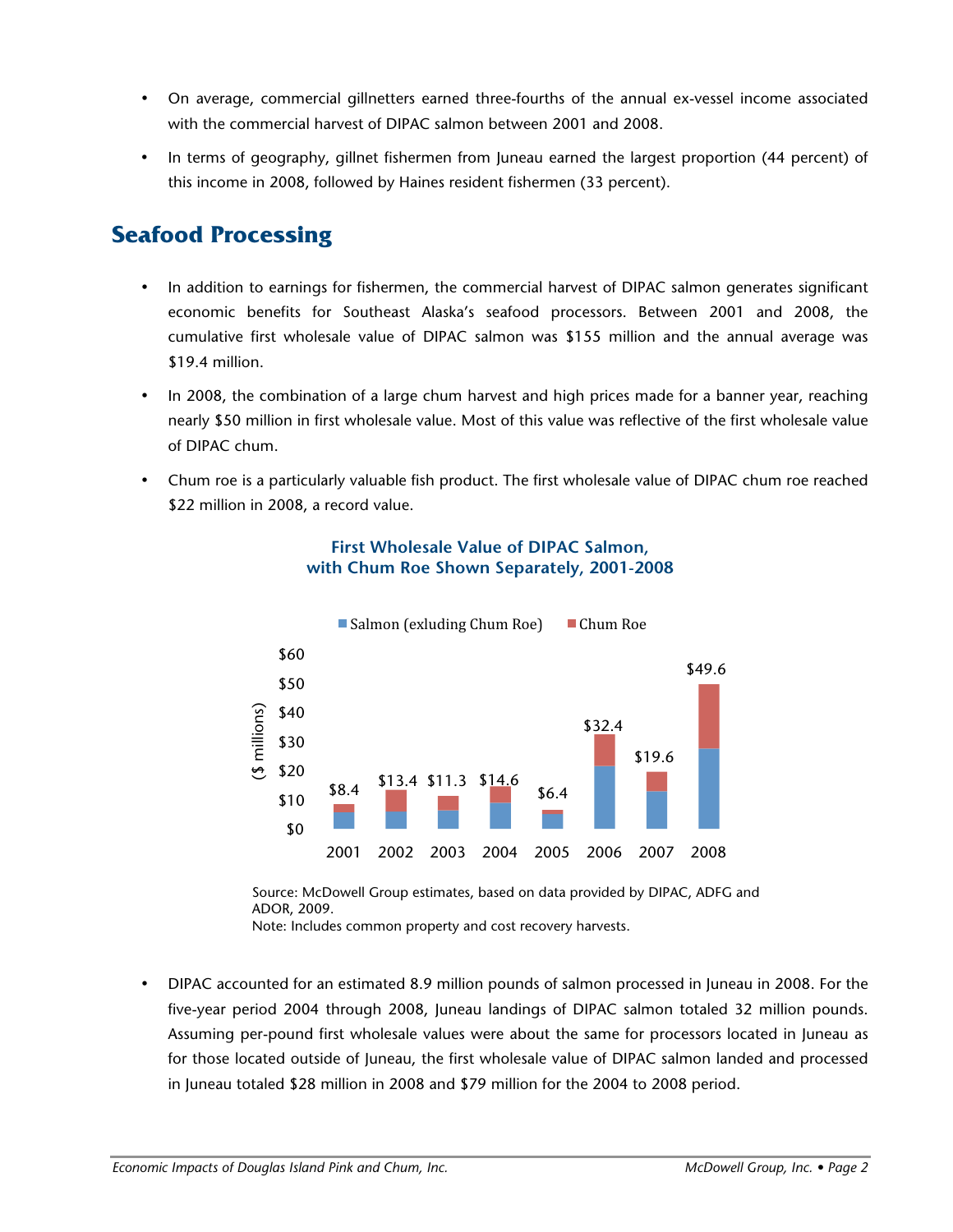- On average, commercial gillnetters earned three-fourths of the annual ex-vessel income associated with the commercial harvest of DIPAC salmon between 2001 and 2008.
- In terms of geography, gillnet fishermen from Juneau earned the largest proportion (44 percent) of this income in 2008, followed by Haines resident fishermen (33 percent).

## Seafood Processing

- In addition to earnings for fishermen, the commercial harvest of DIPAC salmon generates significant economic benefits for Southeast Alaska's seafood processors. Between 2001 and 2008, the cumulative first wholesale value of DIPAC salmon was $155 million and the annual average was $19.4 million.
- In 2008, the combination of a large chum harvest and high prices made for a banner year, reaching nearly $50 million in first wholesale value. Most of this value was reflective of the first wholesale value of DIPAC chum.
- Chum roe is a particularly valuable fish product. The first wholesale value of DIPAC chum roe reached $22 million in 2008, a record value.

**First Wholesale Value of DIPAC Salmon, with Chum Roe Shown Separately, 2001-2008**

| Year | Total ($ millions) |
|---|---|
| 2001 | $8.4 |
| 2002 | $13.4 |
| 2003 | $11.3 |
| 2004 | $14.6 |
| 2005 | $6.4 |
| 2006 | $32.4 |
| 2007 | $19.6 |
| 2008 | $49.6 |

Legend: Salmon (exluding Chum Roe); Chum Roe

Source: McDowell Group estimates, based on data provided by DIPAC, ADFG and ADOR, 2009.
Note: Includes common property and cost recovery harvests.

- DIPAC accounted for an estimated 8.9 million pounds of salmon processed in Juneau in 2008. For the five-year period 2004 through 2008, Juneau landings of DIPAC salmon totaled 32 million pounds. Assuming per-pound first wholesale values were about the same for processors located in Juneau as for those located outside of Juneau, the first wholesale value of DIPAC salmon landed and processed in Juneau totaled $28 million in 2008 and $79 million for the 2004 to 2008 period.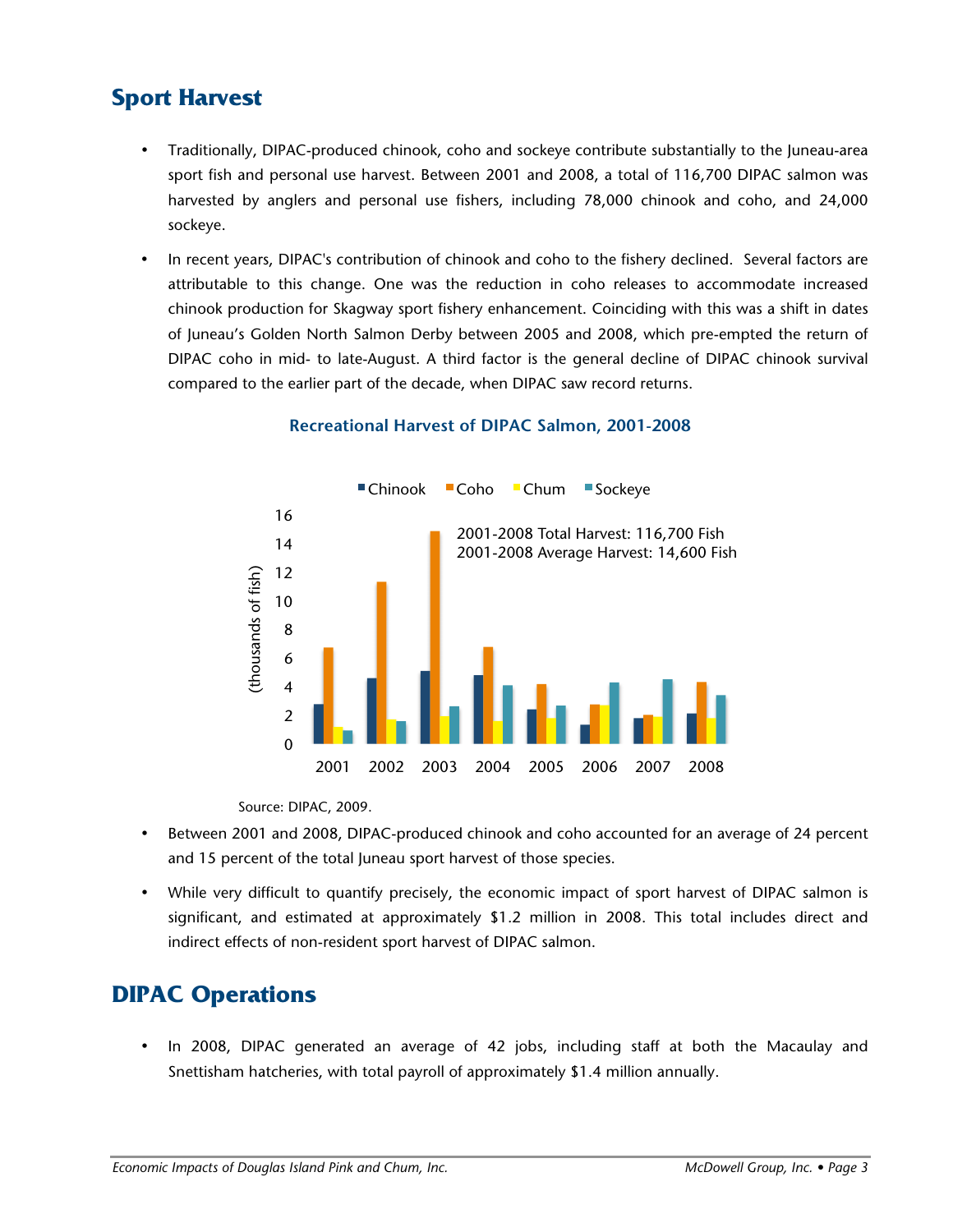## Sport Harvest

- Traditionally, DIPAC-produced chinook, coho and sockeye contribute substantially to the Juneau-area sport fish and personal use harvest. Between 2001 and 2008, a total of 116,700 DIPAC salmon was harvested by anglers and personal use fishers, including 78,000 chinook and coho, and 24,000 sockeye.
- In recent years, DIPAC's contribution of chinook and coho to the fishery declined. Several factors are attributable to this change. One was the reduction in coho releases to accommodate increased chinook production for Skagway sport fishery enhancement. Coinciding with this was a shift in dates of Juneau's Golden North Salmon Derby between 2005 and 2008, which pre-empted the return of DIPAC coho in mid- to late-August. A third factor is the general decline of DIPAC chinook survival compared to the earlier part of the decade, when DIPAC saw record returns.

**Recreational Harvest of DIPAC Salmon, 2001-2008**

2001-2008 Total Harvest: 116,700 Fish
2001-2008 Average Harvest: 14,600 Fish

Source: DIPAC, 2009.

- Between 2001 and 2008, DIPAC-produced chinook and coho accounted for an average of 24 percent and 15 percent of the total Juneau sport harvest of those species.
- While very difficult to quantify precisely, the economic impact of sport harvest of DIPAC salmon is significant, and estimated at approximately $1.2 million in 2008. This total includes direct and indirect effects of non-resident sport harvest of DIPAC salmon.

## DIPAC Operations

- In 2008, DIPAC generated an average of 42 jobs, including staff at both the Macaulay and Snettisham hatcheries, with total payroll of approximately $1.4 million annually.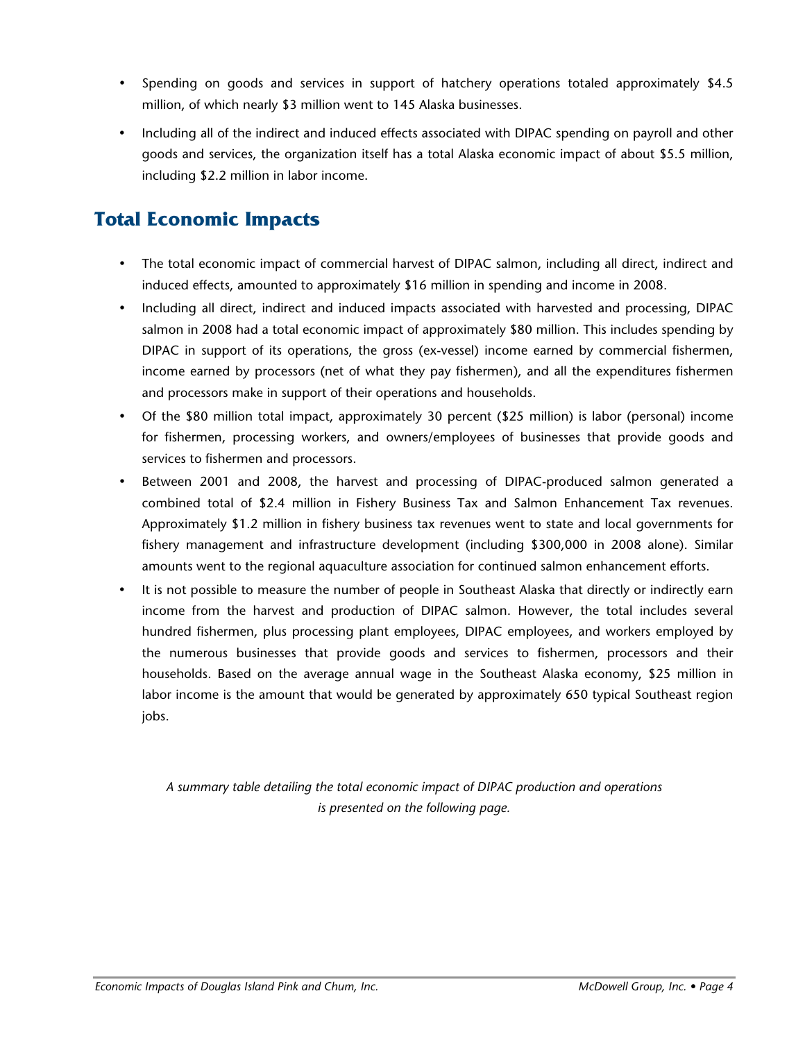- Spending on goods and services in support of hatchery operations totaled approximately $4.5 million, of which nearly $3 million went to 145 Alaska businesses.
- Including all of the indirect and induced effects associated with DIPAC spending on payroll and other goods and services, the organization itself has a total Alaska economic impact of about $5.5 million, including $2.2 million in labor income.

## Total Economic Impacts

- The total economic impact of commercial harvest of DIPAC salmon, including all direct, indirect and induced effects, amounted to approximately $16 million in spending and income in 2008.
- Including all direct, indirect and induced impacts associated with harvested and processing, DIPAC salmon in 2008 had a total economic impact of approximately $80 million. This includes spending by DIPAC in support of its operations, the gross (ex-vessel) income earned by commercial fishermen, income earned by processors (net of what they pay fishermen), and all the expenditures fishermen and processors make in support of their operations and households.
- Of the $80 million total impact, approximately 30 percent ($25 million) is labor (personal) income for fishermen, processing workers, and owners/employees of businesses that provide goods and services to fishermen and processors.
- Between 2001 and 2008, the harvest and processing of DIPAC-produced salmon generated a combined total of $2.4 million in Fishery Business Tax and Salmon Enhancement Tax revenues. Approximately $1.2 million in fishery business tax revenues went to state and local governments for fishery management and infrastructure development (including $300,000 in 2008 alone). Similar amounts went to the regional aquaculture association for continued salmon enhancement efforts.
- It is not possible to measure the number of people in Southeast Alaska that directly or indirectly earn income from the harvest and production of DIPAC salmon. However, the total includes several hundred fishermen, plus processing plant employees, DIPAC employees, and workers employed by the numerous businesses that provide goods and services to fishermen, processors and their households. Based on the average annual wage in the Southeast Alaska economy, $25 million in labor income is the amount that would be generated by approximately 650 typical Southeast region jobs.

*A summary table detailing the total economic impact of DIPAC production and operations is presented on the following page.*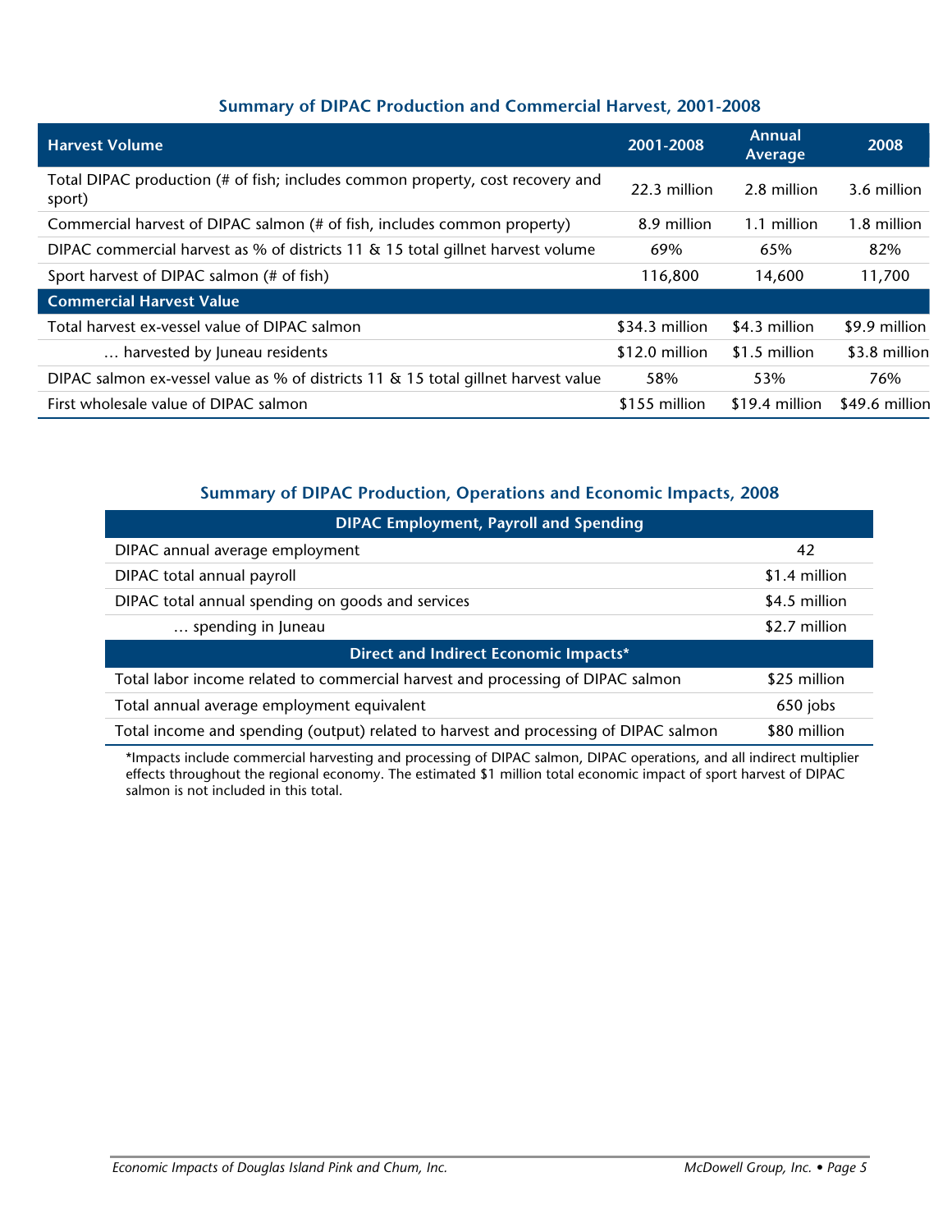### Summary of DIPAC Production and Commercial Harvest, 2001-2008

| Harvest Volume | 2001-2008 | Annual Average | 2008 |
|---|---|---|---|
| Total DIPAC production (# of fish; includes common property, cost recovery and sport) | 22.3 million | 2.8 million | 3.6 million |
| Commercial harvest of DIPAC salmon (# of fish, includes common property) | 8.9 million | 1.1 million | 1.8 million |
| DIPAC commercial harvest as % of districts 11 & 15 total gillnet harvest volume | 69% | 65% | 82% |
| Sport harvest of DIPAC salmon (# of fish) | 116,800 | 14,600 | 11,700 |
| **Commercial Harvest Value** | | | |
| Total harvest ex-vessel value of DIPAC salmon | $34.3 million | $4.3 million | $9.9 million |
| … harvested by Juneau residents | $12.0 million | $1.5 million | $3.8 million |
| DIPAC salmon ex-vessel value as % of districts 11 & 15 total gillnet harvest value | 58% | 53% | 76% |
| First wholesale value of DIPAC salmon | $155 million | $19.4 million | $49.6 million |

### Summary of DIPAC Production, Operations and Economic Impacts, 2008

| DIPAC Employment, Payroll and Spending | |
|---|---|
| DIPAC annual average employment | 42 |
| DIPAC total annual payroll | $1.4 million |
| DIPAC total annual spending on goods and services | $4.5 million |
| … spending in Juneau | $2.7 million |
| **Direct and Indirect Economic Impacts*** | |
| Total labor income related to commercial harvest and processing of DIPAC salmon | $25 million |
| Total annual average employment equivalent | 650 jobs |
| Total income and spending (output) related to harvest and processing of DIPAC salmon | $80 million |

*Impacts include commercial harvesting and processing of DIPAC salmon, DIPAC operations, and all indirect multiplier effects throughout the regional economy. The estimated $1 million total economic impact of sport harvest of DIPAC salmon is not included in this total.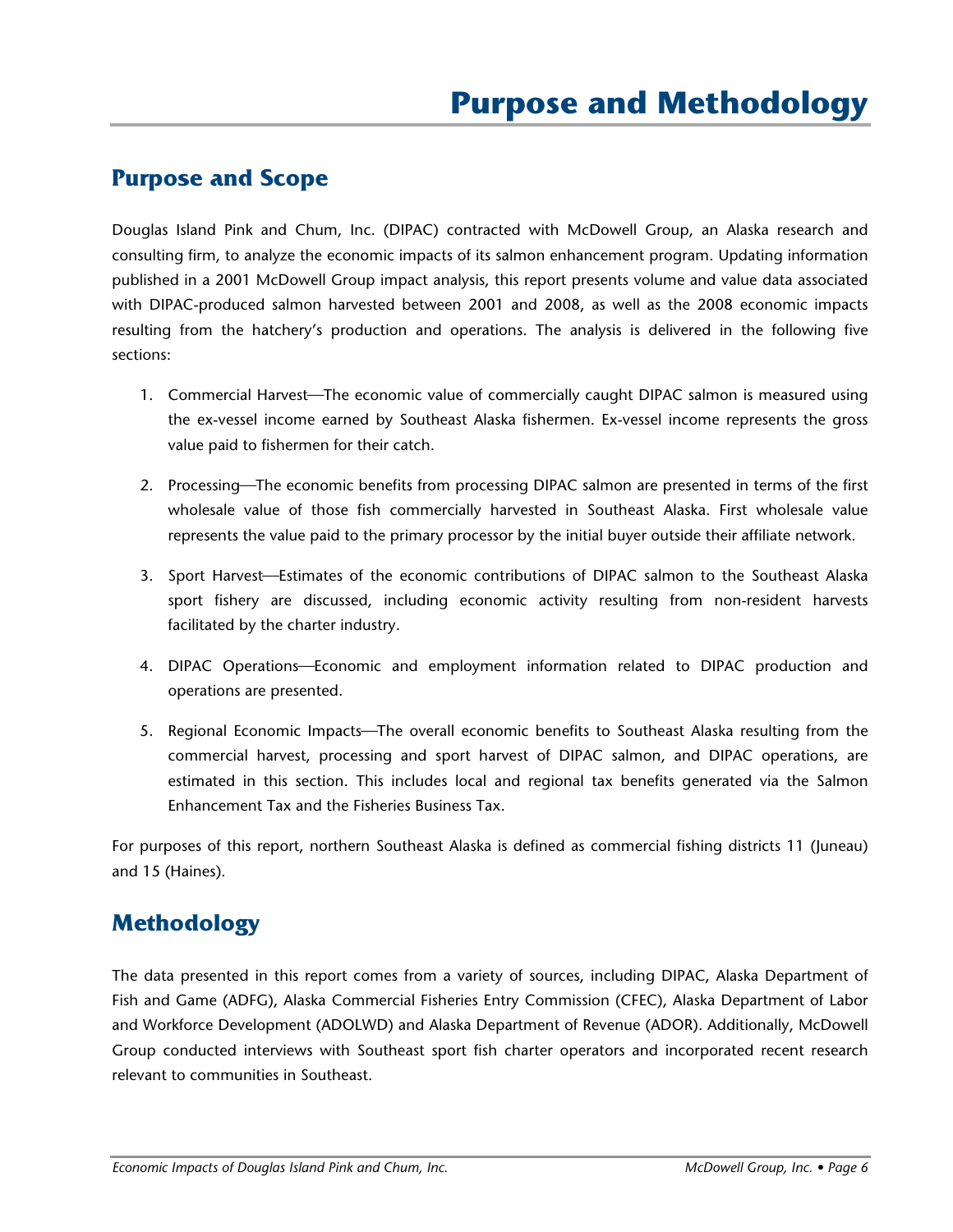# Purpose and Methodology

## Purpose and Scope

Douglas Island Pink and Chum, Inc. (DIPAC) contracted with McDowell Group, an Alaska research and consulting firm, to analyze the economic impacts of its salmon enhancement program. Updating information published in a 2001 McDowell Group impact analysis, this report presents volume and value data associated with DIPAC-produced salmon harvested between 2001 and 2008, as well as the 2008 economic impacts resulting from the hatchery's production and operations. The analysis is delivered in the following five sections:

1. Commercial Harvest—The economic value of commercially caught DIPAC salmon is measured using the ex-vessel income earned by Southeast Alaska fishermen. Ex-vessel income represents the gross value paid to fishermen for their catch.

2. Processing—The economic benefits from processing DIPAC salmon are presented in terms of the first wholesale value of those fish commercially harvested in Southeast Alaska. First wholesale value represents the value paid to the primary processor by the initial buyer outside their affiliate network.

3. Sport Harvest—Estimates of the economic contributions of DIPAC salmon to the Southeast Alaska sport fishery are discussed, including economic activity resulting from non-resident harvests facilitated by the charter industry.

4. DIPAC Operations—Economic and employment information related to DIPAC production and operations are presented.

5. Regional Economic Impacts—The overall economic benefits to Southeast Alaska resulting from the commercial harvest, processing and sport harvest of DIPAC salmon, and DIPAC operations, are estimated in this section. This includes local and regional tax benefits generated via the Salmon Enhancement Tax and the Fisheries Business Tax.

For purposes of this report, northern Southeast Alaska is defined as commercial fishing districts 11 (Juneau) and 15 (Haines).

## Methodology

The data presented in this report comes from a variety of sources, including DIPAC, Alaska Department of Fish and Game (ADFG), Alaska Commercial Fisheries Entry Commission (CFEC), Alaska Department of Labor and Workforce Development (ADOLWD) and Alaska Department of Revenue (ADOR). Additionally, McDowell Group conducted interviews with Southeast sport fish charter operators and incorporated recent research relevant to communities in Southeast.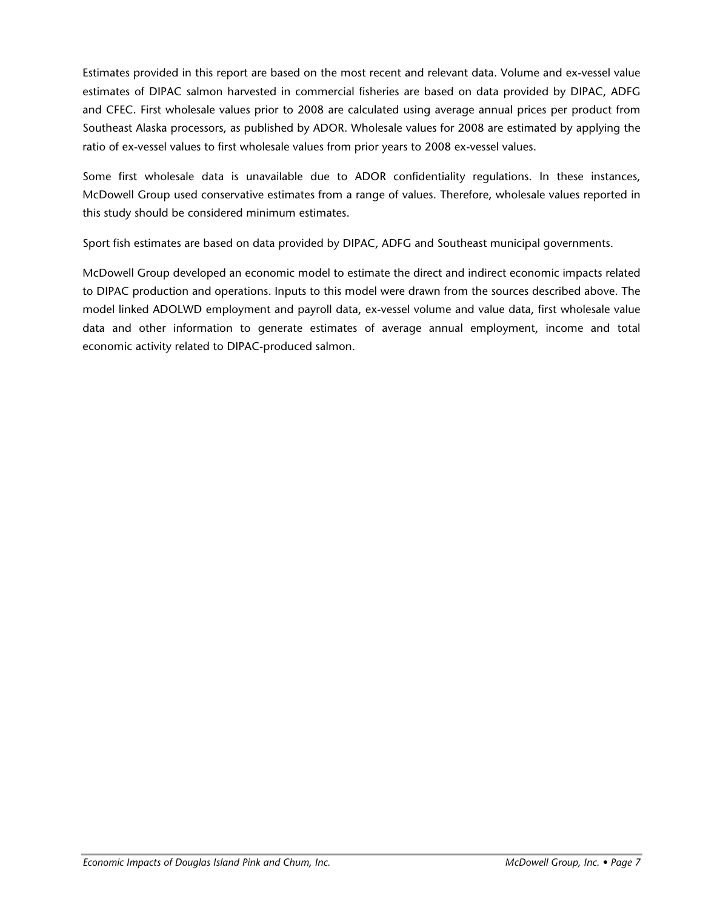Estimates provided in this report are based on the most recent and relevant data. Volume and ex-vessel value estimates of DIPAC salmon harvested in commercial fisheries are based on data provided by DIPAC, ADFG and CFEC. First wholesale values prior to 2008 are calculated using average annual prices per product from Southeast Alaska processors, as published by ADOR. Wholesale values for 2008 are estimated by applying the ratio of ex-vessel values to first wholesale values from prior years to 2008 ex-vessel values.

Some first wholesale data is unavailable due to ADOR confidentiality regulations. In these instances, McDowell Group used conservative estimates from a range of values. Therefore, wholesale values reported in this study should be considered minimum estimates.

Sport fish estimates are based on data provided by DIPAC, ADFG and Southeast municipal governments.

McDowell Group developed an economic model to estimate the direct and indirect economic impacts related to DIPAC production and operations. Inputs to this model were drawn from the sources described above. The model linked ADOLWD employment and payroll data, ex-vessel volume and value data, first wholesale value data and other information to generate estimates of average annual employment, income and total economic activity related to DIPAC-produced salmon.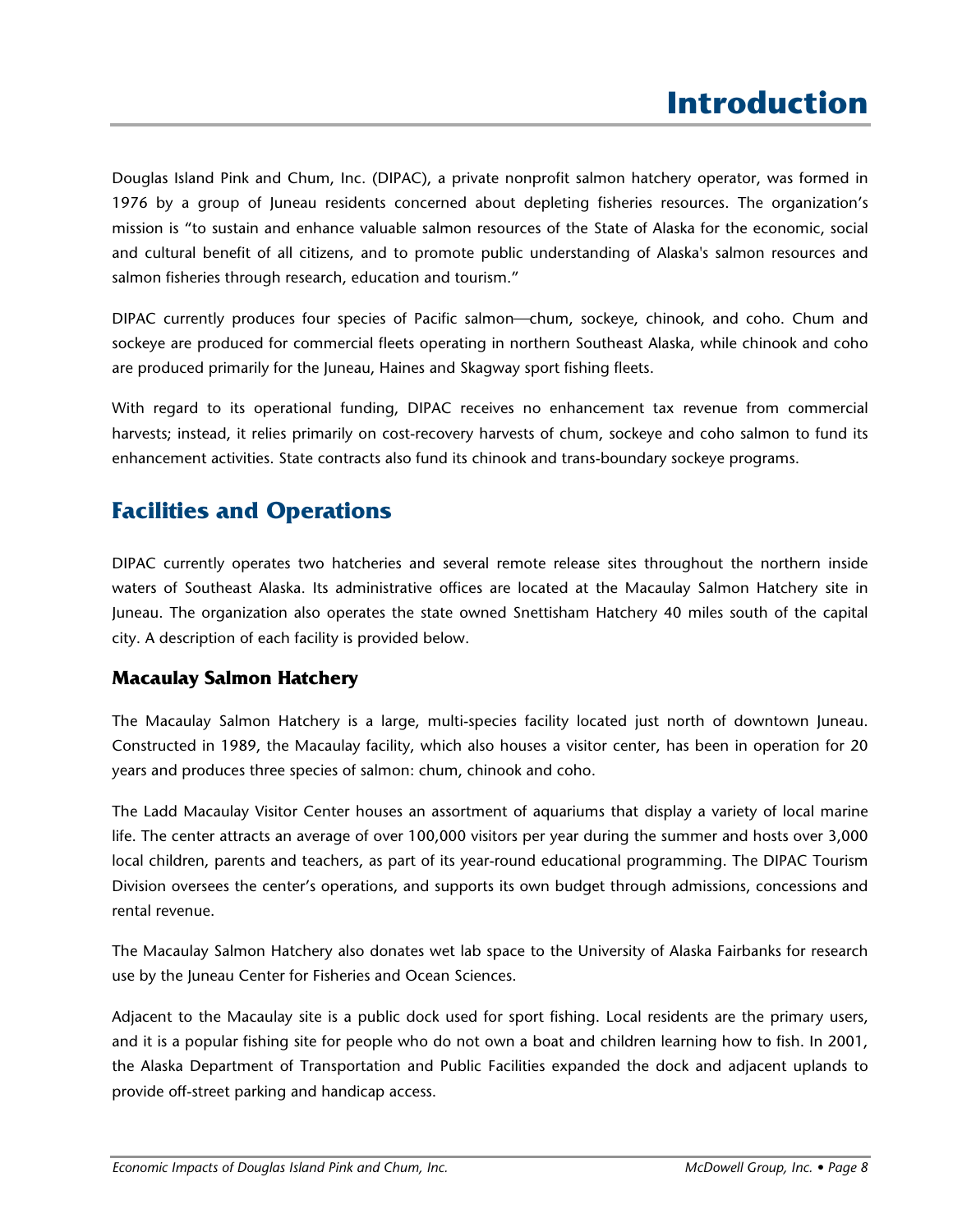# Introduction

Douglas Island Pink and Chum, Inc. (DIPAC), a private nonprofit salmon hatchery operator, was formed in 1976 by a group of Juneau residents concerned about depleting fisheries resources. The organization's mission is "to sustain and enhance valuable salmon resources of the State of Alaska for the economic, social and cultural benefit of all citizens, and to promote public understanding of Alaska's salmon resources and salmon fisheries through research, education and tourism."

DIPAC currently produces four species of Pacific salmon—chum, sockeye, chinook, and coho. Chum and sockeye are produced for commercial fleets operating in northern Southeast Alaska, while chinook and coho are produced primarily for the Juneau, Haines and Skagway sport fishing fleets.

With regard to its operational funding, DIPAC receives no enhancement tax revenue from commercial harvests; instead, it relies primarily on cost-recovery harvests of chum, sockeye and coho salmon to fund its enhancement activities. State contracts also fund its chinook and trans-boundary sockeye programs.

## Facilities and Operations

DIPAC currently operates two hatcheries and several remote release sites throughout the northern inside waters of Southeast Alaska. Its administrative offices are located at the Macaulay Salmon Hatchery site in Juneau. The organization also operates the state owned Snettisham Hatchery 40 miles south of the capital city. A description of each facility is provided below.

### Macaulay Salmon Hatchery

The Macaulay Salmon Hatchery is a large, multi-species facility located just north of downtown Juneau. Constructed in 1989, the Macaulay facility, which also houses a visitor center, has been in operation for 20 years and produces three species of salmon: chum, chinook and coho.

The Ladd Macaulay Visitor Center houses an assortment of aquariums that display a variety of local marine life. The center attracts an average of over 100,000 visitors per year during the summer and hosts over 3,000 local children, parents and teachers, as part of its year-round educational programming. The DIPAC Tourism Division oversees the center's operations, and supports its own budget through admissions, concessions and rental revenue.

The Macaulay Salmon Hatchery also donates wet lab space to the University of Alaska Fairbanks for research use by the Juneau Center for Fisheries and Ocean Sciences.

Adjacent to the Macaulay site is a public dock used for sport fishing. Local residents are the primary users, and it is a popular fishing site for people who do not own a boat and children learning how to fish. In 2001, the Alaska Department of Transportation and Public Facilities expanded the dock and adjacent uplands to provide off-street parking and handicap access.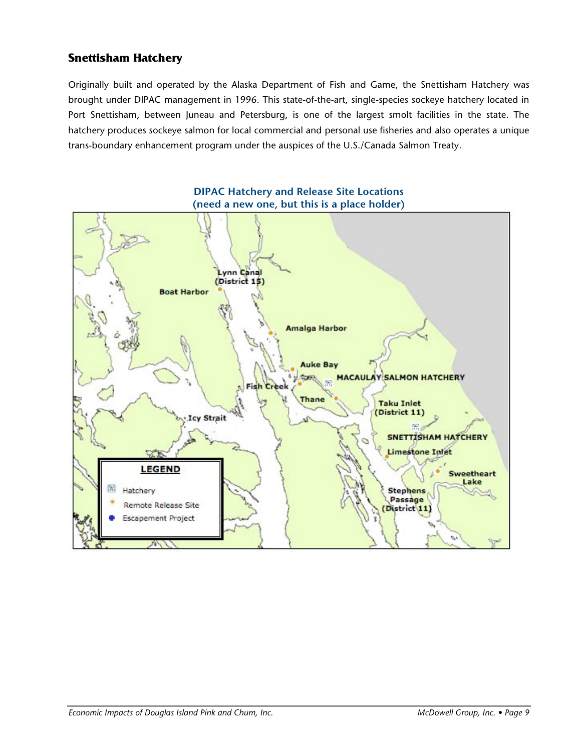## Snettisham Hatchery

Originally built and operated by the Alaska Department of Fish and Game, the Snettisham Hatchery was brought under DIPAC management in 1996. This state-of-the-art, single-species sockeye hatchery located in Port Snettisham, between Juneau and Petersburg, is one of the largest smolt facilities in the state. The hatchery produces sockeye salmon for local commercial and personal use fisheries and also operates a unique trans-boundary enhancement program under the auspices of the U.S./Canada Salmon Treaty.

**DIPAC Hatchery and Release Site Locations (need a new one, but this is a place holder)**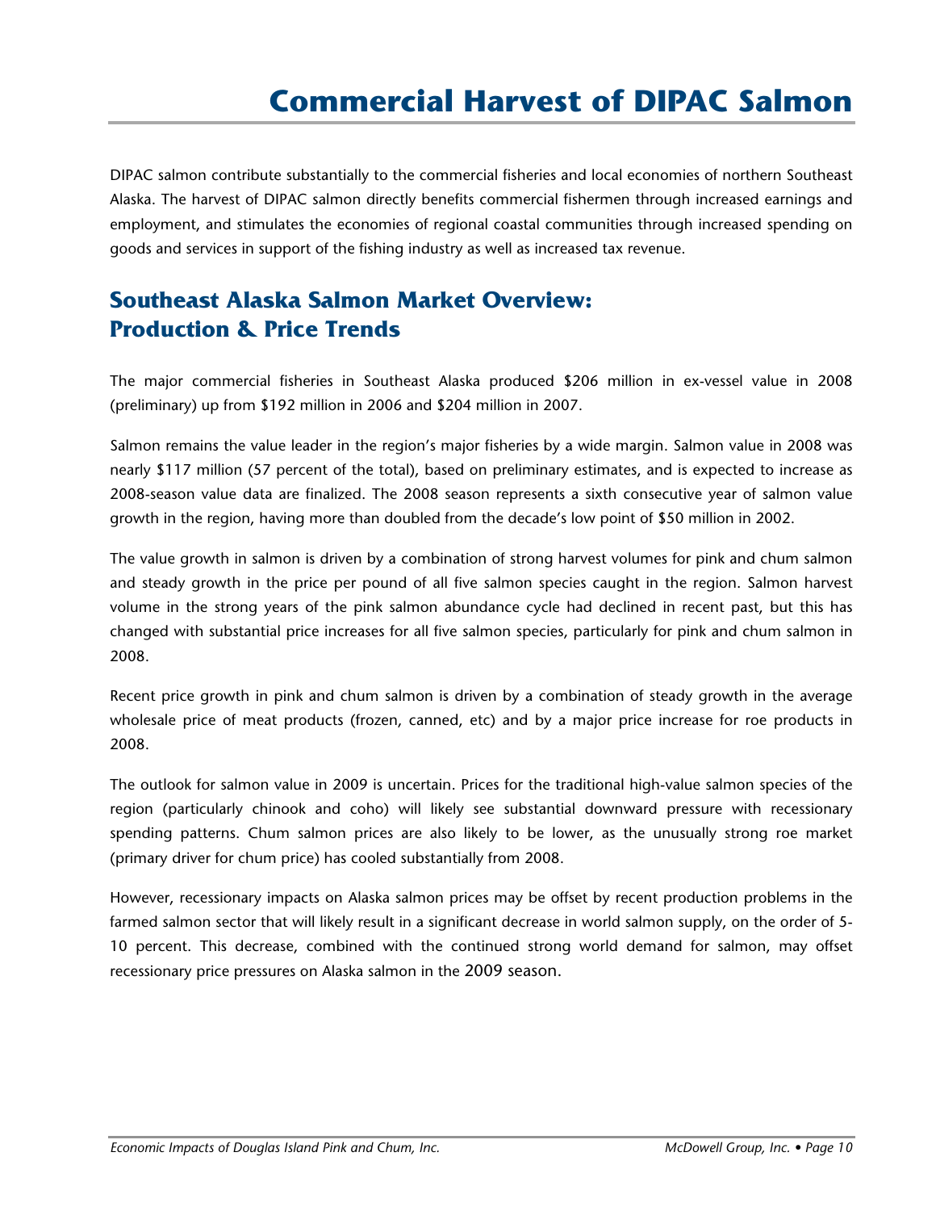# Commercial Harvest of DIPAC Salmon

DIPAC salmon contribute substantially to the commercial fisheries and local economies of northern Southeast Alaska. The harvest of DIPAC salmon directly benefits commercial fishermen through increased earnings and employment, and stimulates the economies of regional coastal communities through increased spending on goods and services in support of the fishing industry as well as increased tax revenue.

## Southeast Alaska Salmon Market Overview: Production & Price Trends

The major commercial fisheries in Southeast Alaska produced $206 million in ex-vessel value in 2008 (preliminary) up from $192 million in 2006 and $204 million in 2007.

Salmon remains the value leader in the region's major fisheries by a wide margin. Salmon value in 2008 was nearly $117 million (57 percent of the total), based on preliminary estimates, and is expected to increase as 2008-season value data are finalized. The 2008 season represents a sixth consecutive year of salmon value growth in the region, having more than doubled from the decade's low point of $50 million in 2002.

The value growth in salmon is driven by a combination of strong harvest volumes for pink and chum salmon and steady growth in the price per pound of all five salmon species caught in the region. Salmon harvest volume in the strong years of the pink salmon abundance cycle had declined in recent past, but this has changed with substantial price increases for all five salmon species, particularly for pink and chum salmon in 2008.

Recent price growth in pink and chum salmon is driven by a combination of steady growth in the average wholesale price of meat products (frozen, canned, etc) and by a major price increase for roe products in 2008.

The outlook for salmon value in 2009 is uncertain. Prices for the traditional high-value salmon species of the region (particularly chinook and coho) will likely see substantial downward pressure with recessionary spending patterns. Chum salmon prices are also likely to be lower, as the unusually strong roe market (primary driver for chum price) has cooled substantially from 2008.

However, recessionary impacts on Alaska salmon prices may be offset by recent production problems in the farmed salmon sector that will likely result in a significant decrease in world salmon supply, on the order of 5-10 percent. This decrease, combined with the continued strong world demand for salmon, may offset recessionary price pressures on Alaska salmon in the 2009 season.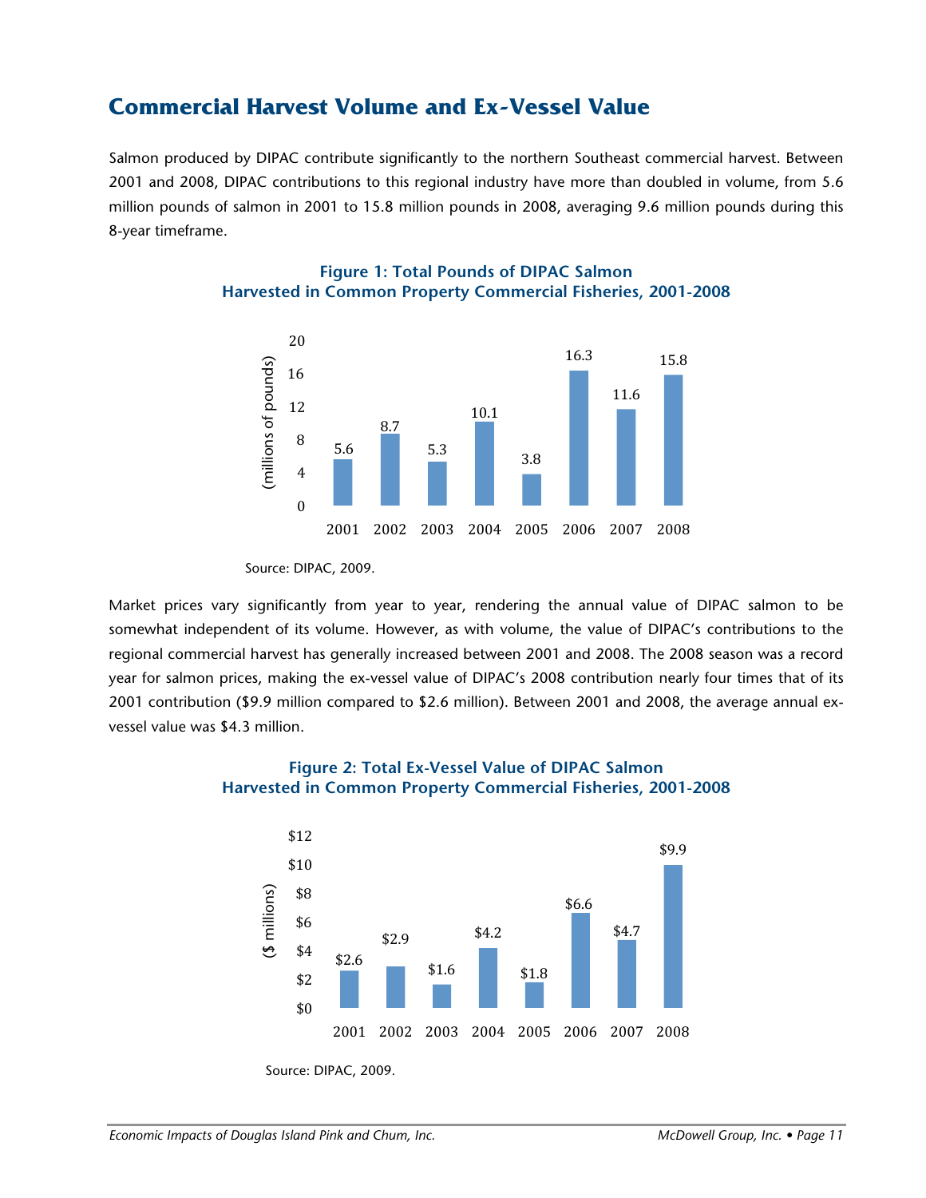## Commercial Harvest Volume and Ex-Vessel Value

Salmon produced by DIPAC contribute significantly to the northern Southeast commercial harvest. Between 2001 and 2008, DIPAC contributions to this regional industry have more than doubled in volume, from 5.6 million pounds of salmon in 2001 to 15.8 million pounds in 2008, averaging 9.6 million pounds during this 8-year timeframe.

**Figure 1: Total Pounds of DIPAC Salmon Harvested in Common Property Commercial Fisheries, 2001-2008**

| Year | Millions of pounds |
|---|---|
| 2001 | 5.6 |
| 2002 | 8.7 |
| 2003 | 5.3 |
| 2004 | 10.1 |
| 2005 | 3.8 |
| 2006 | 16.3 |
| 2007 | 11.6 |
| 2008 | 15.8 |

Source: DIPAC, 2009.

Market prices vary significantly from year to year, rendering the annual value of DIPAC salmon to be somewhat independent of its volume. However, as with volume, the value of DIPAC's contributions to the regional commercial harvest has generally increased between 2001 and 2008. The 2008 season was a record year for salmon prices, making the ex-vessel value of DIPAC's 2008 contribution nearly four times that of its 2001 contribution ($9.9 million compared to $2.6 million). Between 2001 and 2008, the average annual ex-vessel value was $4.3 million.

**Figure 2: Total Ex-Vessel Value of DIPAC Salmon Harvested in Common Property Commercial Fisheries, 2001-2008**

| Year | $ millions |
|---|---|
| 2001 | $2.6 |
| 2002 | $2.9 |
| 2003 | $1.6 |
| 2004 | $4.2 |
| 2005 | $1.8 |
| 2006 | $6.6 |
| 2007 | $4.7 |
| 2008 | $9.9 |

Source: DIPAC, 2009.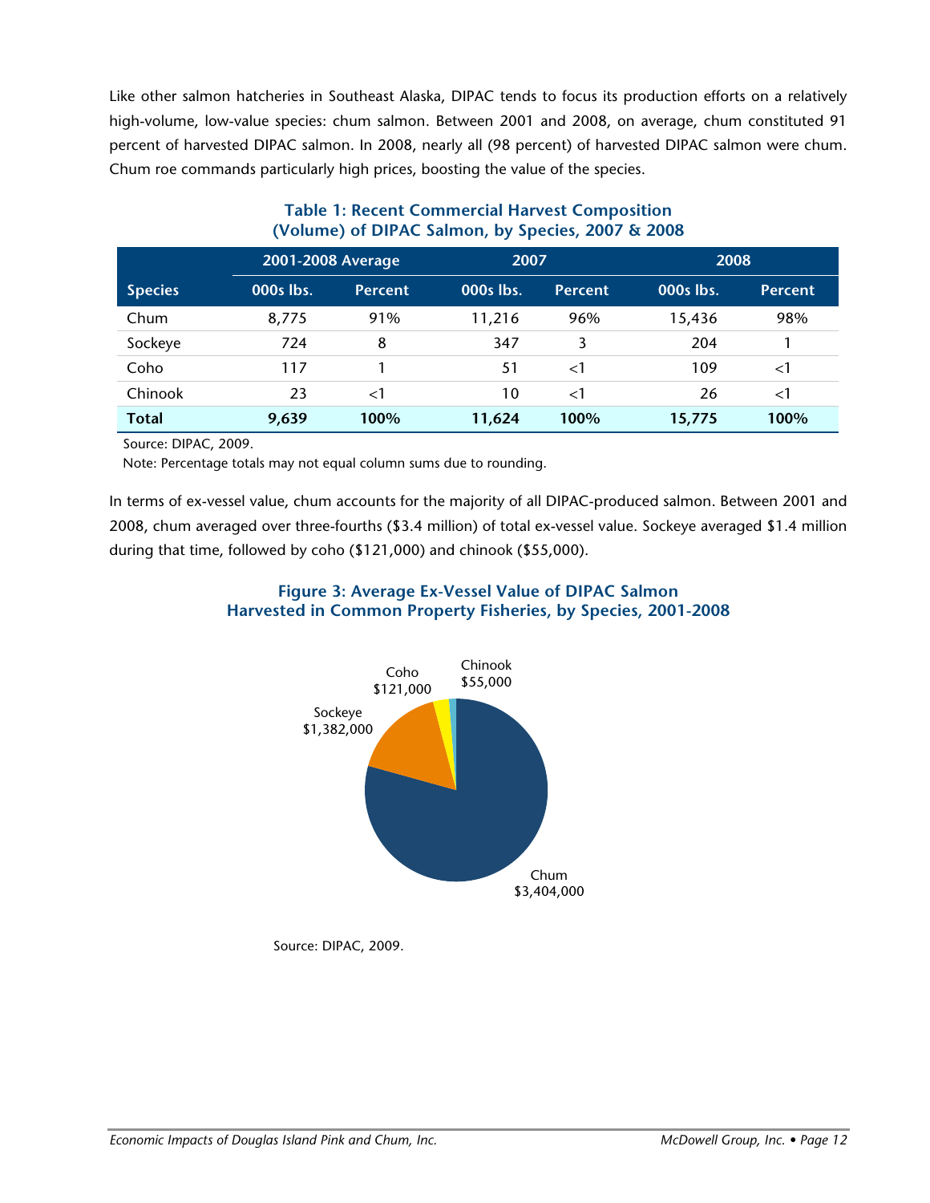Like other salmon hatcheries in Southeast Alaska, DIPAC tends to focus its production efforts on a relatively high-volume, low-value species: chum salmon. Between 2001 and 2008, on average, chum constituted 91 percent of harvested DIPAC salmon. In 2008, nearly all (98 percent) of harvested DIPAC salmon were chum. Chum roe commands particularly high prices, boosting the value of the species.

**Table 1: Recent Commercial Harvest Composition (Volume) of DIPAC Salmon, by Species, 2007 & 2008**

| | 2001-2008 Average | | 2007 | | 2008 | |
|---|---|---|---|---|---|---|
| **Species** | **000s lbs.** | **Percent** | **000s lbs.** | **Percent** | **000s lbs.** | **Percent** |
| Chum | 8,775 | 91% | 11,216 | 96% | 15,436 | 98% |
| Sockeye | 724 | 8 | 347 | 3 | 204 | 1 |
| Coho | 117 | 1 | 51 | <1 | 109 | <1 |
| Chinook | 23 | <1 | 10 | <1 | 26 | <1 |
| **Total** | **9,639** | **100%** | **11,624** | **100%** | **15,775** | **100%** |

Source: DIPAC, 2009.

Note: Percentage totals may not equal column sums due to rounding.

In terms of ex-vessel value, chum accounts for the majority of all DIPAC-produced salmon. Between 2001 and 2008, chum averaged over three-fourths ($3.4 million) of total ex-vessel value. Sockeye averaged $1.4 million during that time, followed by coho ($121,000) and chinook ($55,000).

**Figure 3: Average Ex-Vessel Value of DIPAC Salmon Harvested in Common Property Fisheries, by Species, 2001-2008**

| Species | Average Ex-Vessel Value |
|---|---|
| Chum | $3,404,000 |
| Sockeye | $1,382,000 |
| Coho | $121,000 |
| Chinook | $55,000 |

Source: DIPAC, 2009.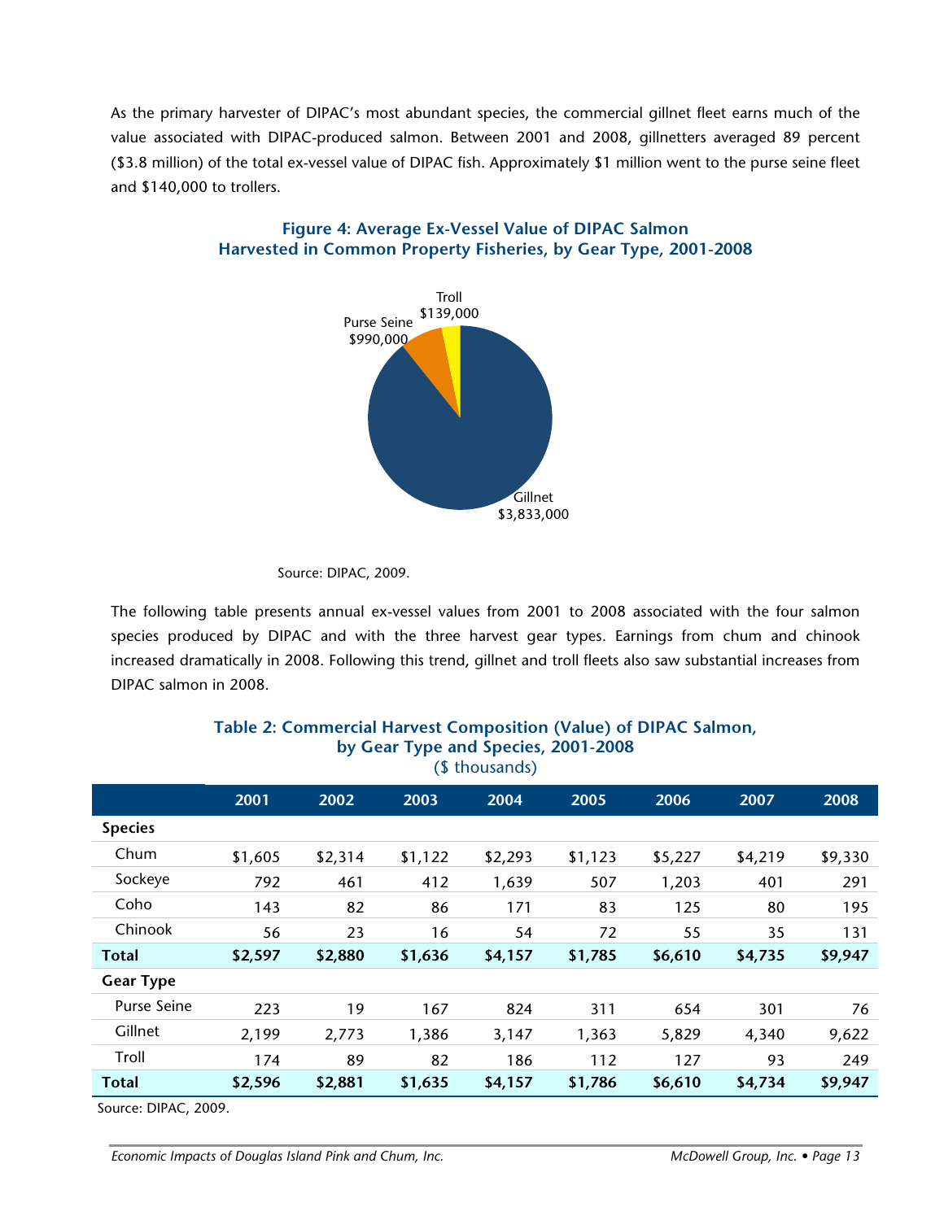As the primary harvester of DIPAC's most abundant species, the commercial gillnet fleet earns much of the value associated with DIPAC-produced salmon. Between 2001 and 2008, gillnetters averaged 89 percent ($3.8 million) of the total ex-vessel value of DIPAC fish. Approximately $1 million went to the purse seine fleet and $140,000 to trollers.

### Figure 4: Average Ex-Vessel Value of DIPAC Salmon Harvested in Common Property Fisheries, by Gear Type, 2001-2008

Troll $139,000

Purse Seine $990,000

Gillnet $3,833,000

Source: DIPAC, 2009.

The following table presents annual ex-vessel values from 2001 to 2008 associated with the four salmon species produced by DIPAC and with the three harvest gear types. Earnings from chum and chinook increased dramatically in 2008. Following this trend, gillnet and troll fleets also saw substantial increases from DIPAC salmon in 2008.

### Table 2: Commercial Harvest Composition (Value) of DIPAC Salmon, by Gear Type and Species, 2001-2008

($ thousands)

| | 2001 | 2002 | 2003 | 2004 | 2005 | 2006 | 2007 | 2008 |
|---|---|---|---|---|---|---|---|---|
| **Species** | | | | | | | | |
| Chum | $1,605 | $2,314 | $1,122 | $2,293 | $1,123 | $5,227 | $4,219 | $9,330 |
| Sockeye | 792 | 461 | 412 | 1,639 | 507 | 1,203 | 401 | 291 |
| Coho | 143 | 82 | 86 | 171 | 83 | 125 | 80 | 195 |
| Chinook | 56 | 23 | 16 | 54 | 72 | 55 | 35 | 131 |
| **Total** | **$2,597** | **$2,880** | **$1,636** | **$4,157** | **$1,785** | **$6,610** | **$4,735** | **$9,947** |
| **Gear Type** | | | | | | | | |
| Purse Seine | 223 | 19 | 167 | 824 | 311 | 654 | 301 | 76 |
| Gillnet | 2,199 | 2,773 | 1,386 | 3,147 | 1,363 | 5,829 | 4,340 | 9,622 |
| Troll | 174 | 89 | 82 | 186 | 112 | 127 | 93 | 249 |
| **Total** | **$2,596** | **$2,881** | **$1,635** | **$4,157** | **$1,786** | **$6,610** | **$4,734** | **$9,947** |

Source: DIPAC, 2009.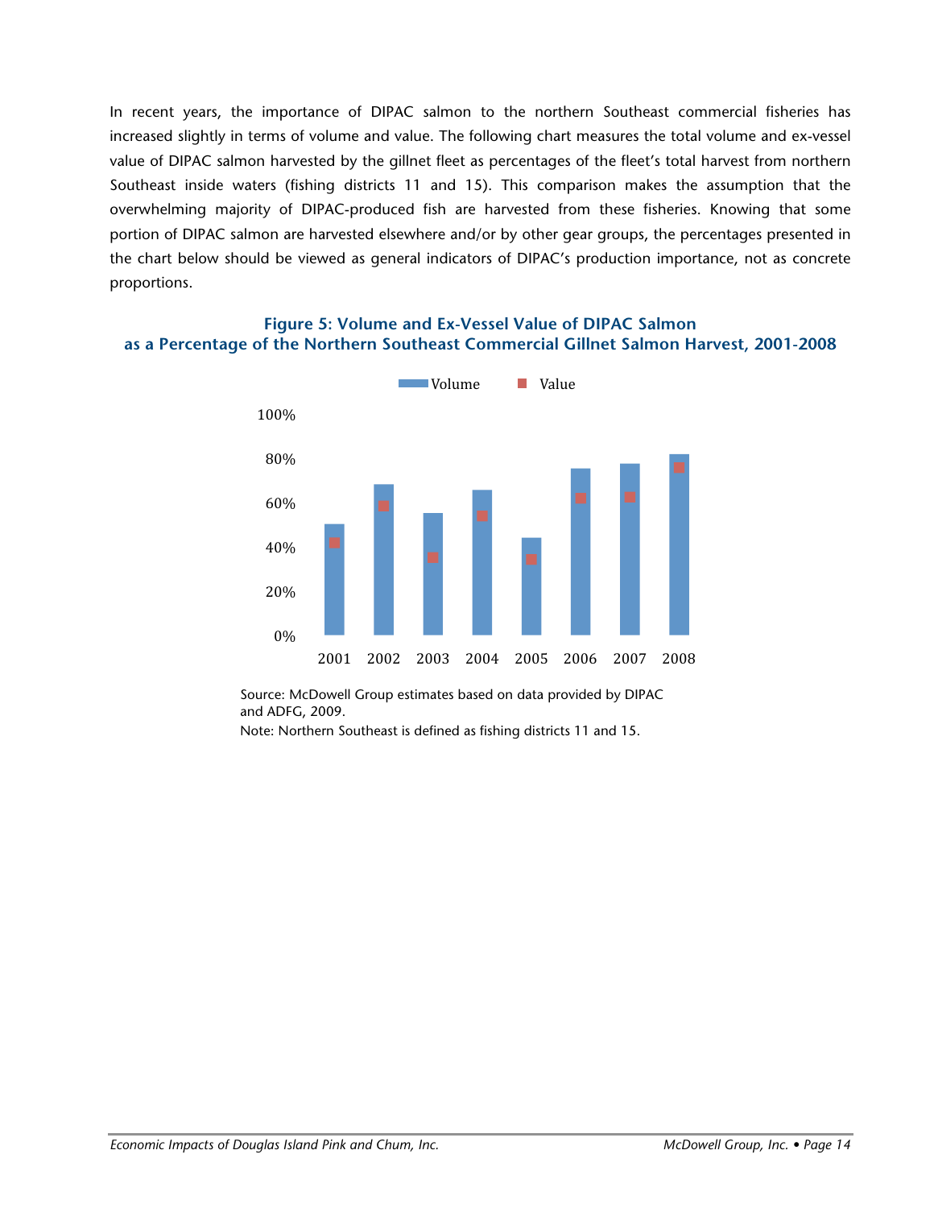In recent years, the importance of DIPAC salmon to the northern Southeast commercial fisheries has increased slightly in terms of volume and value. The following chart measures the total volume and ex-vessel value of DIPAC salmon harvested by the gillnet fleet as percentages of the fleet's total harvest from northern Southeast inside waters (fishing districts 11 and 15). This comparison makes the assumption that the overwhelming majority of DIPAC-produced fish are harvested from these fisheries. Knowing that some portion of DIPAC salmon are harvested elsewhere and/or by other gear groups, the percentages presented in the chart below should be viewed as general indicators of DIPAC's production importance, not as concrete proportions.

**Figure 5: Volume and Ex-Vessel Value of DIPAC Salmon as a Percentage of the Northern Southeast Commercial Gillnet Salmon Harvest, 2001-2008**

Source: McDowell Group estimates based on data provided by DIPAC and ADFG, 2009.

Note: Northern Southeast is defined as fishing districts 11 and 15.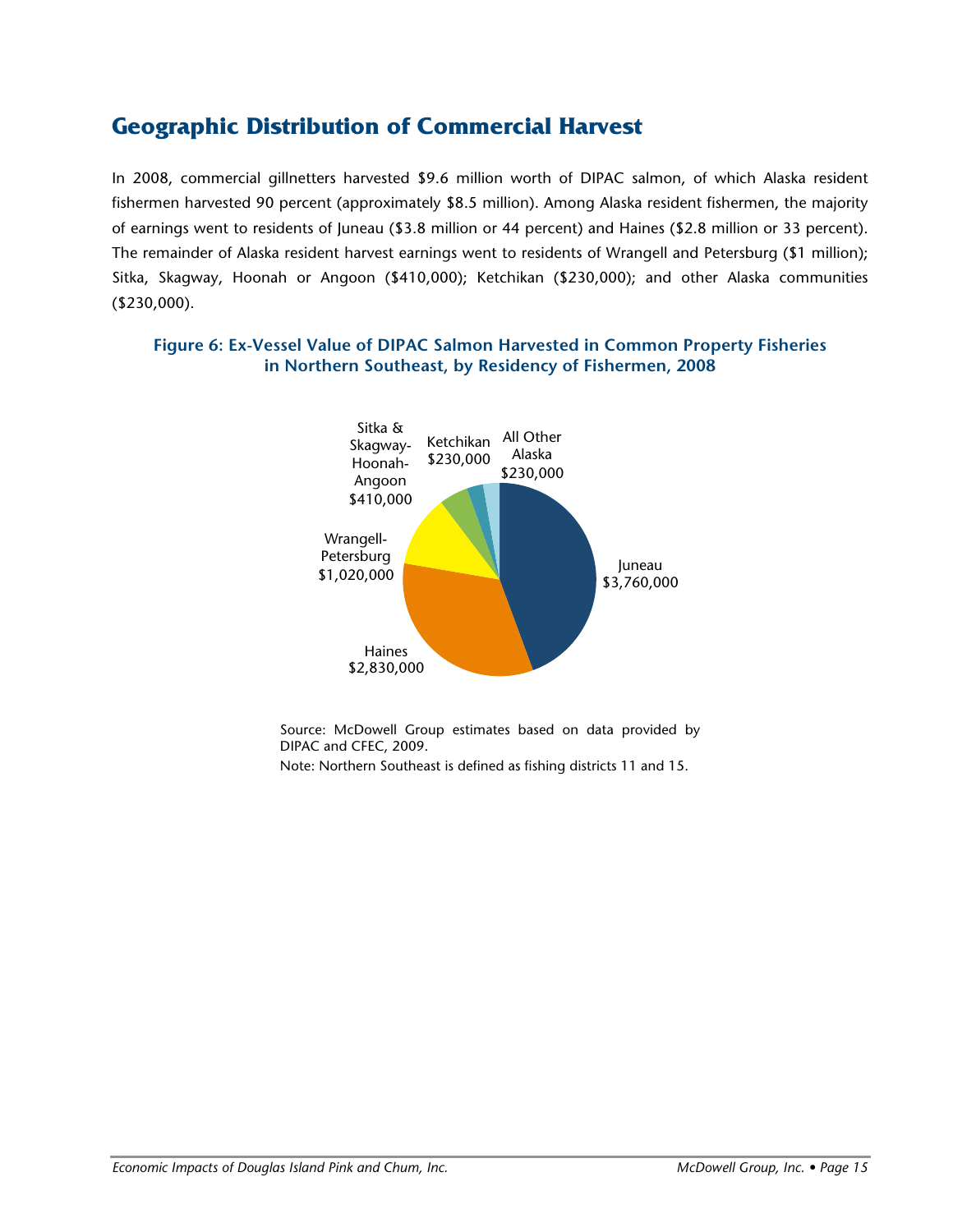## Geographic Distribution of Commercial Harvest

In 2008, commercial gillnetters harvested $9.6 million worth of DIPAC salmon, of which Alaska resident fishermen harvested 90 percent (approximately $8.5 million). Among Alaska resident fishermen, the majority of earnings went to residents of Juneau ($3.8 million or 44 percent) and Haines ($2.8 million or 33 percent). The remainder of Alaska resident harvest earnings went to residents of Wrangell and Petersburg ($1 million); Sitka, Skagway, Hoonah or Angoon ($410,000); Ketchikan ($230,000); and other Alaska communities ($230,000).

**Figure 6: Ex-Vessel Value of DIPAC Salmon Harvested in Common Property Fisheries in Northern Southeast, by Residency of Fishermen, 2008**

| Residency | Ex-Vessel Value |
|---|---|
| Juneau | $3,760,000 |
| Haines | $2,830,000 |
| Wrangell-Petersburg | $1,020,000 |
| Sitka & Skagway-Hoonah-Angoon | $410,000 |
| Ketchikan | $230,000 |
| All Other Alaska | $230,000 |

Source: McDowell Group estimates based on data provided by DIPAC and CFEC, 2009.

Note: Northern Southeast is defined as fishing districts 11 and 15.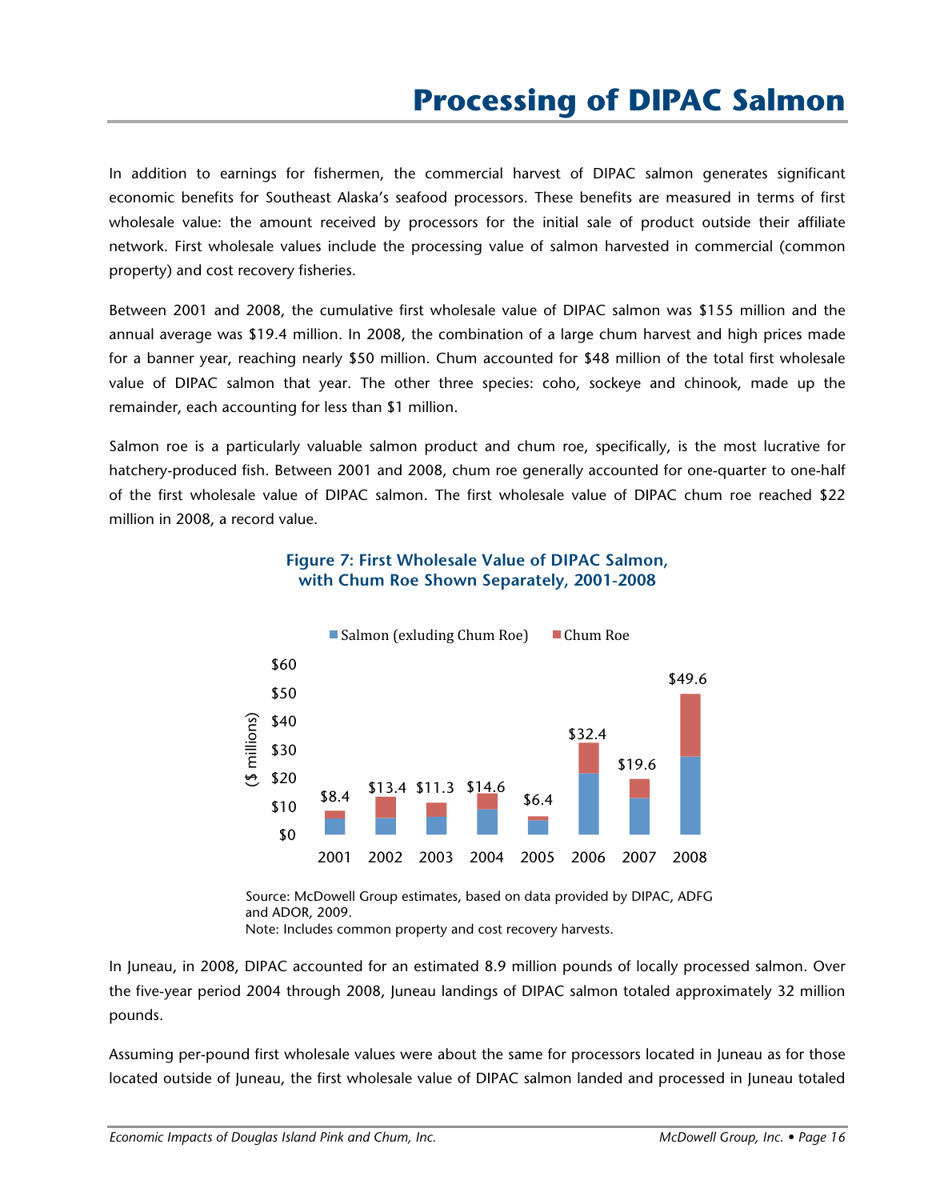# Processing of DIPAC Salmon

In addition to earnings for fishermen, the commercial harvest of DIPAC salmon generates significant economic benefits for Southeast Alaska's seafood processors. These benefits are measured in terms of first wholesale value: the amount received by processors for the initial sale of product outside their affiliate network. First wholesale values include the processing value of salmon harvested in commercial (common property) and cost recovery fisheries.

Between 2001 and 2008, the cumulative first wholesale value of DIPAC salmon was $155 million and the annual average was $19.4 million. In 2008, the combination of a large chum harvest and high prices made for a banner year, reaching nearly $50 million. Chum accounted for $48 million of the total first wholesale value of DIPAC salmon that year. The other three species: coho, sockeye and chinook, made up the remainder, each accounting for less than $1 million.

Salmon roe is a particularly valuable salmon product and chum roe, specifically, is the most lucrative for hatchery-produced fish. Between 2001 and 2008, chum roe generally accounted for one-quarter to one-half of the first wholesale value of DIPAC salmon. The first wholesale value of DIPAC chum roe reached $22 million in 2008, a record value.

**Figure 7: First Wholesale Value of DIPAC Salmon, with Chum Roe Shown Separately, 2001-2008**

| Year | Total ($ millions) |
|---|---|
| 2001 | $8.4 |
| 2002 | $13.4 |
| 2003 | $11.3 |
| 2004 | $14.6 |
| 2005 | $6.4 |
| 2006 | $32.4 |
| 2007 | $19.6 |
| 2008 | $49.6 |

Legend: Salmon (exluding Chum Roe); Chum Roe

Source: McDowell Group estimates, based on data provided by DIPAC, ADFG and ADOR, 2009.
Note: Includes common property and cost recovery harvests.

In Juneau, in 2008, DIPAC accounted for an estimated 8.9 million pounds of locally processed salmon. Over the five-year period 2004 through 2008, Juneau landings of DIPAC salmon totaled approximately 32 million pounds.

Assuming per-pound first wholesale values were about the same for processors located in Juneau as for those located outside of Juneau, the first wholesale value of DIPAC salmon landed and processed in Juneau totaled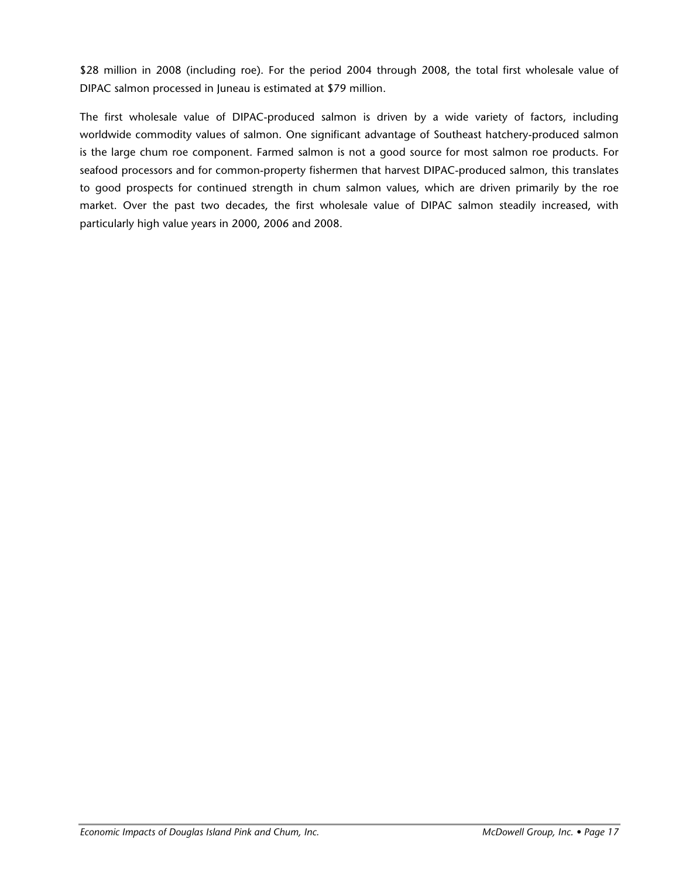$28 million in 2008 (including roe). For the period 2004 through 2008, the total first wholesale value of DIPAC salmon processed in Juneau is estimated at $79 million.

The first wholesale value of DIPAC-produced salmon is driven by a wide variety of factors, including worldwide commodity values of salmon. One significant advantage of Southeast hatchery-produced salmon is the large chum roe component. Farmed salmon is not a good source for most salmon roe products. For seafood processors and for common-property fishermen that harvest DIPAC-produced salmon, this translates to good prospects for continued strength in chum salmon values, which are driven primarily by the roe market. Over the past two decades, the first wholesale value of DIPAC salmon steadily increased, with particularly high value years in 2000, 2006 and 2008.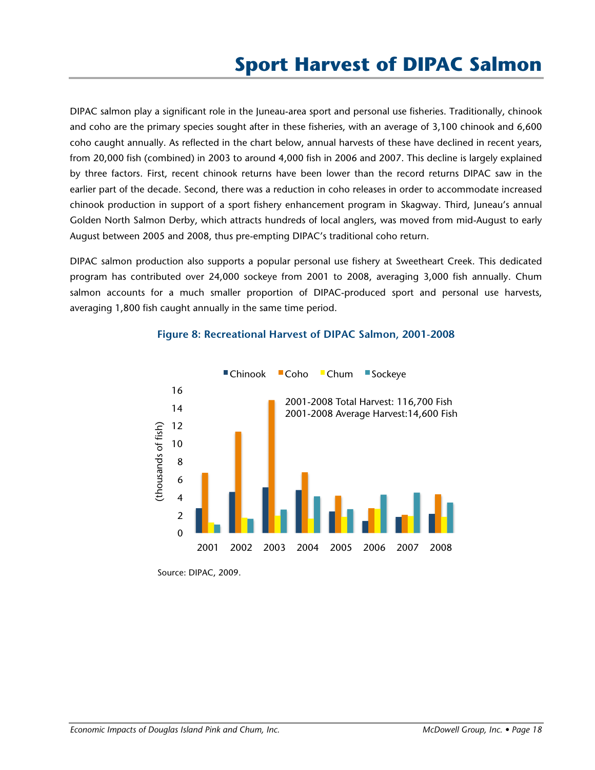# Sport Harvest of DIPAC Salmon

DIPAC salmon play a significant role in the Juneau-area sport and personal use fisheries. Traditionally, chinook and coho are the primary species sought after in these fisheries, with an average of 3,100 chinook and 6,600 coho caught annually. As reflected in the chart below, annual harvests of these have declined in recent years, from 20,000 fish (combined) in 2003 to around 4,000 fish in 2006 and 2007. This decline is largely explained by three factors. First, recent chinook returns have been lower than the record returns DIPAC saw in the earlier part of the decade. Second, there was a reduction in coho releases in order to accommodate increased chinook production in support of a sport fishery enhancement program in Skagway. Third, Juneau's annual Golden North Salmon Derby, which attracts hundreds of local anglers, was moved from mid-August to early August between 2005 and 2008, thus pre-empting DIPAC's traditional coho return.

DIPAC salmon production also supports a popular personal use fishery at Sweetheart Creek. This dedicated program has contributed over 24,000 sockeye from 2001 to 2008, averaging 3,000 fish annually. Chum salmon accounts for a much smaller proportion of DIPAC-produced sport and personal use harvests, averaging 1,800 fish caught annually in the same time period.

**Figure 8: Recreational Harvest of DIPAC Salmon, 2001-2008**

2001-2008 Total Harvest: 116,700 Fish
2001-2008 Average Harvest: 14,600 Fish

Source: DIPAC, 2009.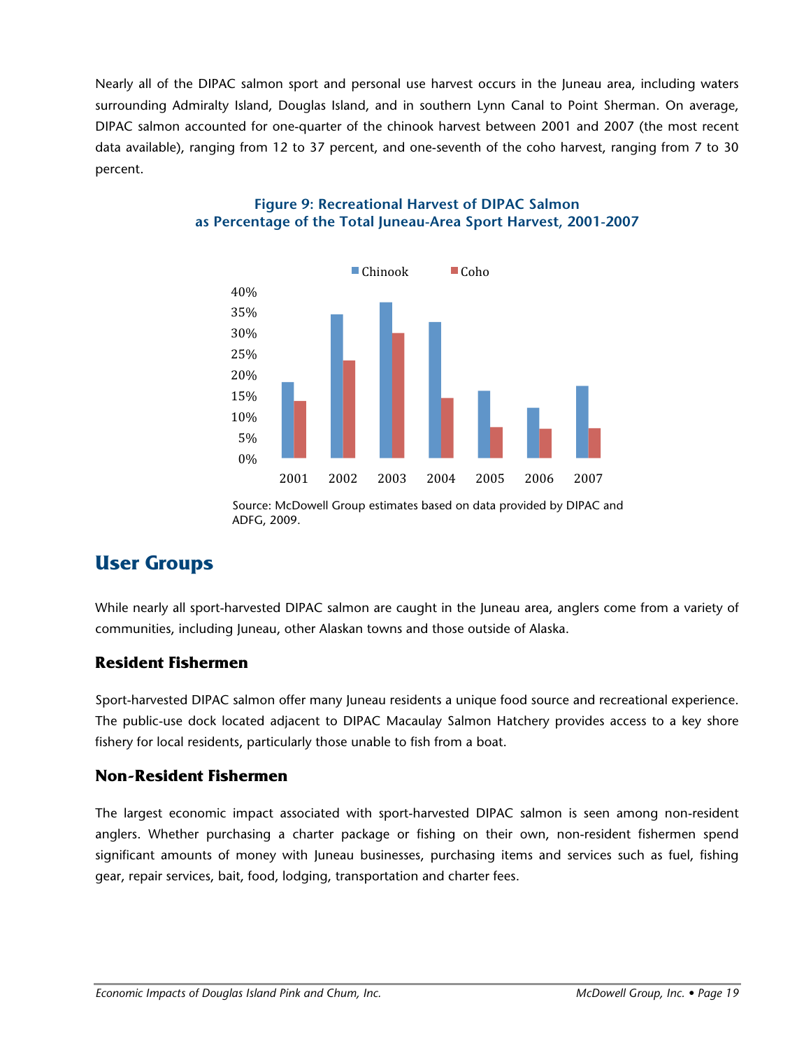Nearly all of the DIPAC salmon sport and personal use harvest occurs in the Juneau area, including waters surrounding Admiralty Island, Douglas Island, and in southern Lynn Canal to Point Sherman. On average, DIPAC salmon accounted for one-quarter of the chinook harvest between 2001 and 2007 (the most recent data available), ranging from 12 to 37 percent, and one-seventh of the coho harvest, ranging from 7 to 30 percent.

**Figure 9: Recreational Harvest of DIPAC Salmon as Percentage of the Total Juneau-Area Sport Harvest, 2001-2007**

Source: McDowell Group estimates based on data provided by DIPAC and ADFG, 2009.

## User Groups

While nearly all sport-harvested DIPAC salmon are caught in the Juneau area, anglers come from a variety of communities, including Juneau, other Alaskan towns and those outside of Alaska.

### Resident Fishermen

Sport-harvested DIPAC salmon offer many Juneau residents a unique food source and recreational experience. The public-use dock located adjacent to DIPAC Macaulay Salmon Hatchery provides access to a key shore fishery for local residents, particularly those unable to fish from a boat.

### Non-Resident Fishermen

The largest economic impact associated with sport-harvested DIPAC salmon is seen among non-resident anglers. Whether purchasing a charter package or fishing on their own, non-resident fishermen spend significant amounts of money with Juneau businesses, purchasing items and services such as fuel, fishing gear, repair services, bait, food, lodging, transportation and charter fees.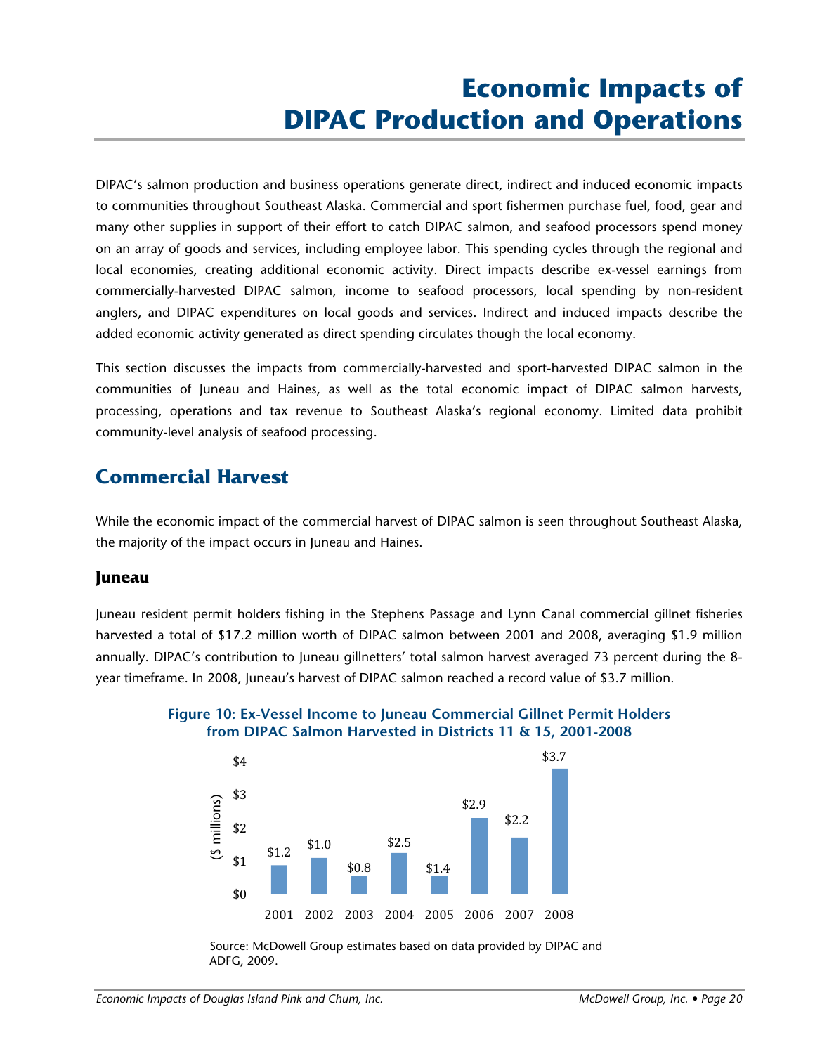# Economic Impacts of DIPAC Production and Operations

DIPAC's salmon production and business operations generate direct, indirect and induced economic impacts to communities throughout Southeast Alaska. Commercial and sport fishermen purchase fuel, food, gear and many other supplies in support of their effort to catch DIPAC salmon, and seafood processors spend money on an array of goods and services, including employee labor. This spending cycles through the regional and local economies, creating additional economic activity. Direct impacts describe ex-vessel earnings from commercially-harvested DIPAC salmon, income to seafood processors, local spending by non-resident anglers, and DIPAC expenditures on local goods and services. Indirect and induced impacts describe the added economic activity generated as direct spending circulates though the local economy.

This section discusses the impacts from commercially-harvested and sport-harvested DIPAC salmon in the communities of Juneau and Haines, as well as the total economic impact of DIPAC salmon harvests, processing, operations and tax revenue to Southeast Alaska's regional economy. Limited data prohibit community-level analysis of seafood processing.

## Commercial Harvest

While the economic impact of the commercial harvest of DIPAC salmon is seen throughout Southeast Alaska, the majority of the impact occurs in Juneau and Haines.

### Juneau

Juneau resident permit holders fishing in the Stephens Passage and Lynn Canal commercial gillnet fisheries harvested a total of $17.2 million worth of DIPAC salmon between 2001 and 2008, averaging $1.9 million annually. DIPAC's contribution to Juneau gillnetters' total salmon harvest averaged 73 percent during the 8-year timeframe. In 2008, Juneau's harvest of DIPAC salmon reached a record value of $3.7 million.

**Figure 10: Ex-Vessel Income to Juneau Commercial Gillnet Permit Holders from DIPAC Salmon Harvested in Districts 11 & 15, 2001-2008**

| Year | ($ millions) |
|---|---|
| 2001 | $1.2 |
| 2002 | $1.0 |
| 2003 | $0.8 |
| 2004 | $2.5 |
| 2005 | $1.4 |
| 2006 | $2.9 |
| 2007 | $2.2 |
| 2008 | $3.7 |

Source: McDowell Group estimates based on data provided by DIPAC and ADFG, 2009.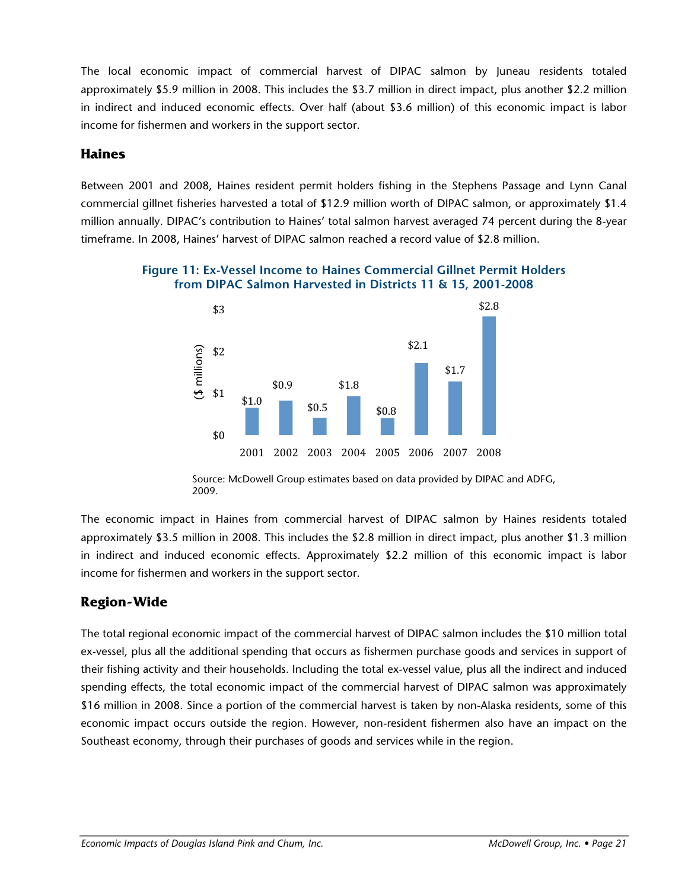The local economic impact of commercial harvest of DIPAC salmon by Juneau residents totaled approximately $5.9 million in 2008. This includes the $3.7 million in direct impact, plus another $2.2 million in indirect and induced economic effects. Over half (about $3.6 million) of this economic impact is labor income for fishermen and workers in the support sector.

## Haines

Between 2001 and 2008, Haines resident permit holders fishing in the Stephens Passage and Lynn Canal commercial gillnet fisheries harvested a total of $12.9 million worth of DIPAC salmon, or approximately $1.4 million annually. DIPAC's contribution to Haines' total salmon harvest averaged 74 percent during the 8-year timeframe. In 2008, Haines' harvest of DIPAC salmon reached a record value of $2.8 million.

**Figure 11: Ex-Vessel Income to Haines Commercial Gillnet Permit Holders from DIPAC Salmon Harvested in Districts 11 & 15, 2001-2008**

| Year | ($ millions) |
|---|---|
| 2001 | $1.0 |
| 2002 | $0.9 |
| 2003 | $0.5 |
| 2004 | $1.8 |
| 2005 | $0.8 |
| 2006 | $2.1 |
| 2007 | $1.7 |
| 2008 | $2.8 |

Source: McDowell Group estimates based on data provided by DIPAC and ADFG, 2009.

The economic impact in Haines from commercial harvest of DIPAC salmon by Haines residents totaled approximately $3.5 million in 2008. This includes the $2.8 million in direct impact, plus another $1.3 million in indirect and induced economic effects. Approximately $2.2 million of this economic impact is labor income for fishermen and workers in the support sector.

## Region-Wide

The total regional economic impact of the commercial harvest of DIPAC salmon includes the $10 million total ex-vessel, plus all the additional spending that occurs as fishermen purchase goods and services in support of their fishing activity and their households. Including the total ex-vessel value, plus all the indirect and induced spending effects, the total economic impact of the commercial harvest of DIPAC salmon was approximately $16 million in 2008. Since a portion of the commercial harvest is taken by non-Alaska residents, some of this economic impact occurs outside the region. However, non-resident fishermen also have an impact on the Southeast economy, through their purchases of goods and services while in the region.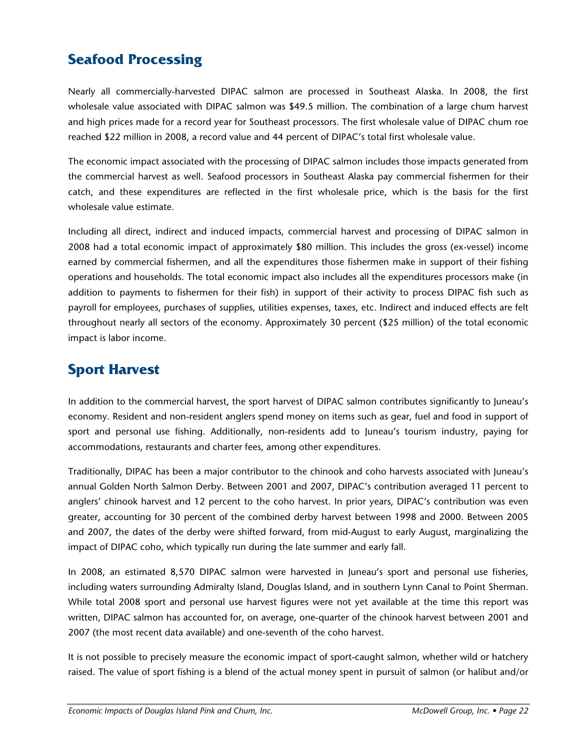## Seafood Processing

Nearly all commercially-harvested DIPAC salmon are processed in Southeast Alaska. In 2008, the first wholesale value associated with DIPAC salmon was $49.5 million. The combination of a large chum harvest and high prices made for a record year for Southeast processors. The first wholesale value of DIPAC chum roe reached $22 million in 2008, a record value and 44 percent of DIPAC's total first wholesale value.

The economic impact associated with the processing of DIPAC salmon includes those impacts generated from the commercial harvest as well. Seafood processors in Southeast Alaska pay commercial fishermen for their catch, and these expenditures are reflected in the first wholesale price, which is the basis for the first wholesale value estimate.

Including all direct, indirect and induced impacts, commercial harvest and processing of DIPAC salmon in 2008 had a total economic impact of approximately $80 million. This includes the gross (ex-vessel) income earned by commercial fishermen, and all the expenditures those fishermen make in support of their fishing operations and households. The total economic impact also includes all the expenditures processors make (in addition to payments to fishermen for their fish) in support of their activity to process DIPAC fish such as payroll for employees, purchases of supplies, utilities expenses, taxes, etc. Indirect and induced effects are felt throughout nearly all sectors of the economy. Approximately 30 percent ($25 million) of the total economic impact is labor income.

## Sport Harvest

In addition to the commercial harvest, the sport harvest of DIPAC salmon contributes significantly to Juneau's economy. Resident and non-resident anglers spend money on items such as gear, fuel and food in support of sport and personal use fishing. Additionally, non-residents add to Juneau's tourism industry, paying for accommodations, restaurants and charter fees, among other expenditures.

Traditionally, DIPAC has been a major contributor to the chinook and coho harvests associated with Juneau's annual Golden North Salmon Derby. Between 2001 and 2007, DIPAC's contribution averaged 11 percent to anglers' chinook harvest and 12 percent to the coho harvest. In prior years, DIPAC's contribution was even greater, accounting for 30 percent of the combined derby harvest between 1998 and 2000. Between 2005 and 2007, the dates of the derby were shifted forward, from mid-August to early August, marginalizing the impact of DIPAC coho, which typically run during the late summer and early fall.

In 2008, an estimated 8,570 DIPAC salmon were harvested in Juneau's sport and personal use fisheries, including waters surrounding Admiralty Island, Douglas Island, and in southern Lynn Canal to Point Sherman. While total 2008 sport and personal use harvest figures were not yet available at the time this report was written, DIPAC salmon has accounted for, on average, one-quarter of the chinook harvest between 2001 and 2007 (the most recent data available) and one-seventh of the coho harvest.

It is not possible to precisely measure the economic impact of sport-caught salmon, whether wild or hatchery raised. The value of sport fishing is a blend of the actual money spent in pursuit of salmon (or halibut and/or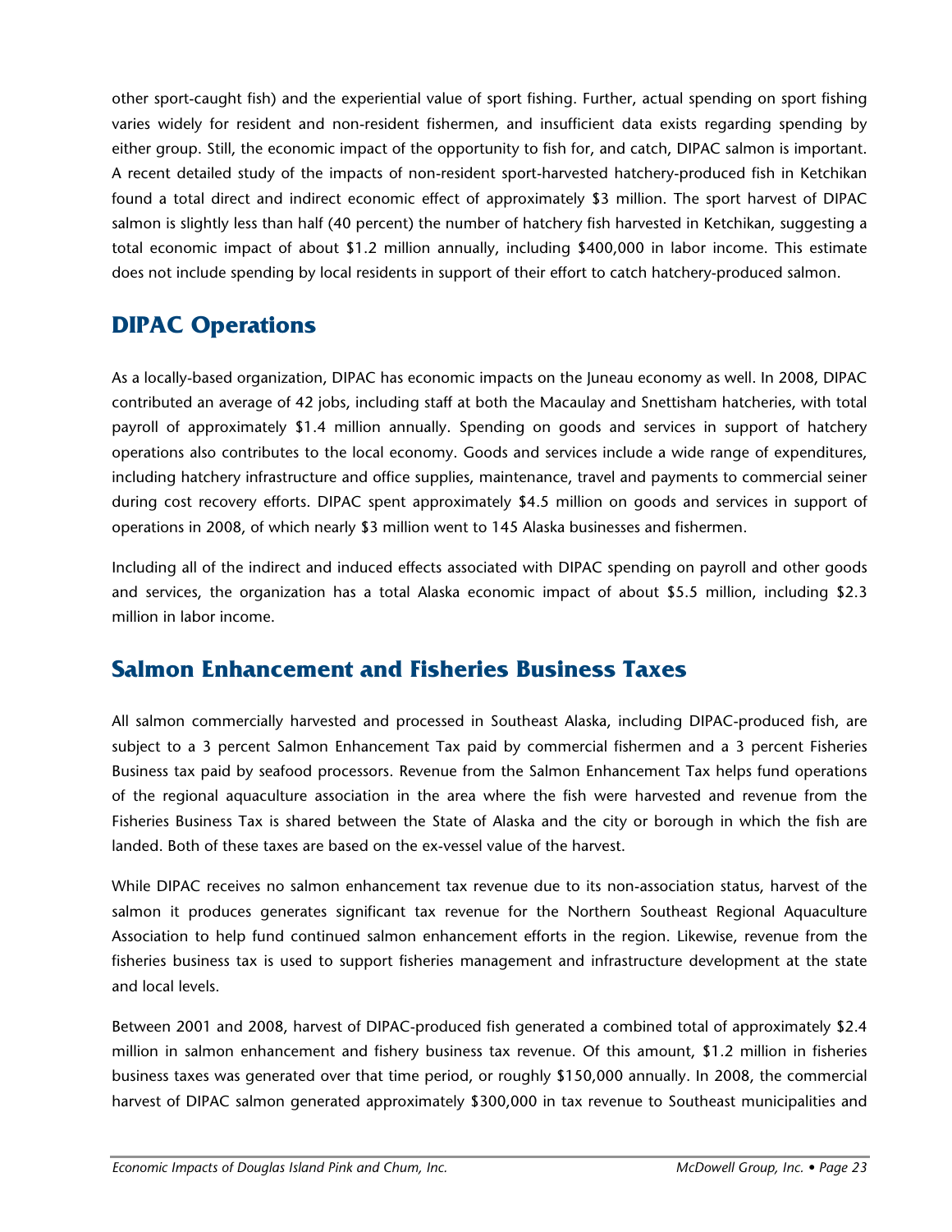other sport-caught fish) and the experiential value of sport fishing. Further, actual spending on sport fishing varies widely for resident and non-resident fishermen, and insufficient data exists regarding spending by either group. Still, the economic impact of the opportunity to fish for, and catch, DIPAC salmon is important. A recent detailed study of the impacts of non-resident sport-harvested hatchery-produced fish in Ketchikan found a total direct and indirect economic effect of approximately $3 million. The sport harvest of DIPAC salmon is slightly less than half (40 percent) the number of hatchery fish harvested in Ketchikan, suggesting a total economic impact of about $1.2 million annually, including $400,000 in labor income. This estimate does not include spending by local residents in support of their effort to catch hatchery-produced salmon.

## DIPAC Operations

As a locally-based organization, DIPAC has economic impacts on the Juneau economy as well. In 2008, DIPAC contributed an average of 42 jobs, including staff at both the Macaulay and Snettisham hatcheries, with total payroll of approximately $1.4 million annually. Spending on goods and services in support of hatchery operations also contributes to the local economy. Goods and services include a wide range of expenditures, including hatchery infrastructure and office supplies, maintenance, travel and payments to commercial seiner during cost recovery efforts. DIPAC spent approximately $4.5 million on goods and services in support of operations in 2008, of which nearly $3 million went to 145 Alaska businesses and fishermen.

Including all of the indirect and induced effects associated with DIPAC spending on payroll and other goods and services, the organization has a total Alaska economic impact of about $5.5 million, including $2.3 million in labor income.

## Salmon Enhancement and Fisheries Business Taxes

All salmon commercially harvested and processed in Southeast Alaska, including DIPAC-produced fish, are subject to a 3 percent Salmon Enhancement Tax paid by commercial fishermen and a 3 percent Fisheries Business tax paid by seafood processors. Revenue from the Salmon Enhancement Tax helps fund operations of the regional aquaculture association in the area where the fish were harvested and revenue from the Fisheries Business Tax is shared between the State of Alaska and the city or borough in which the fish are landed. Both of these taxes are based on the ex-vessel value of the harvest.

While DIPAC receives no salmon enhancement tax revenue due to its non-association status, harvest of the salmon it produces generates significant tax revenue for the Northern Southeast Regional Aquaculture Association to help fund continued salmon enhancement efforts in the region. Likewise, revenue from the fisheries business tax is used to support fisheries management and infrastructure development at the state and local levels.

Between 2001 and 2008, harvest of DIPAC-produced fish generated a combined total of approximately $2.4 million in salmon enhancement and fishery business tax revenue. Of this amount, $1.2 million in fisheries business taxes was generated over that time period, or roughly $150,000 annually. In 2008, the commercial harvest of DIPAC salmon generated approximately $300,000 in tax revenue to Southeast municipalities and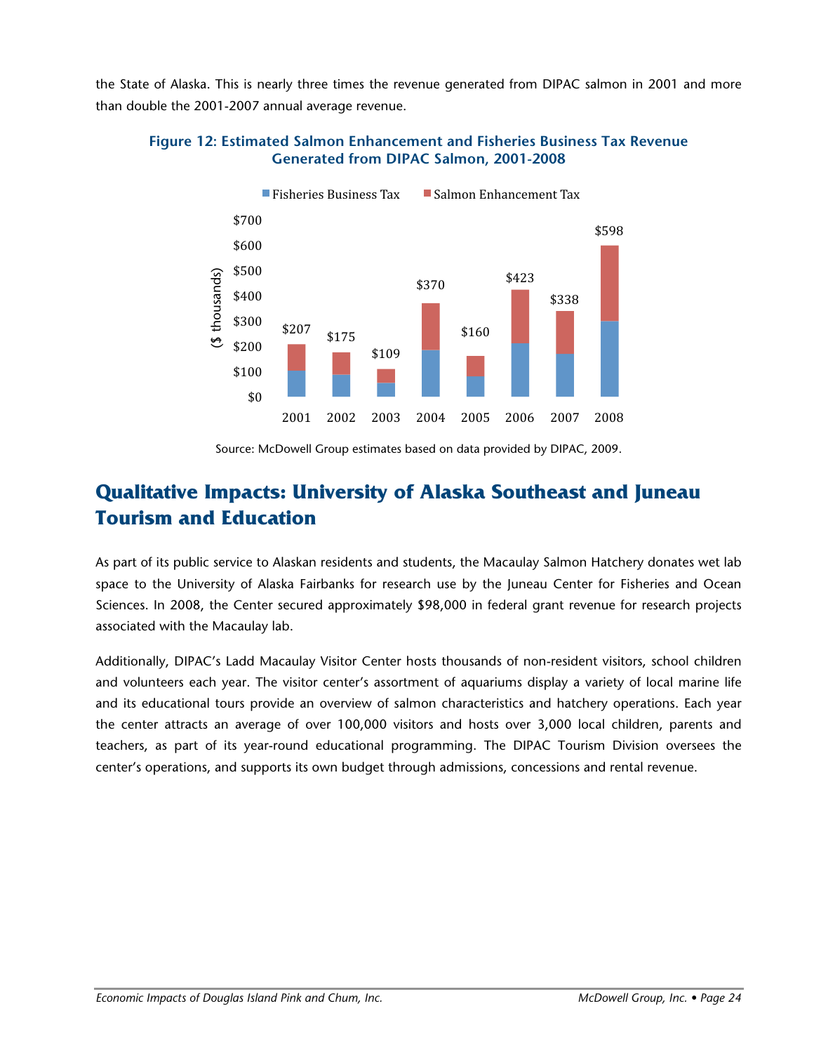the State of Alaska. This is nearly three times the revenue generated from DIPAC salmon in 2001 and more than double the 2001-2007 annual average revenue.

**Figure 12: Estimated Salmon Enhancement and Fisheries Business Tax Revenue Generated from DIPAC Salmon, 2001-2008**

| Year | Total ($ thousands) |
|---|---|
| 2001 | $207 |
| 2002 | $175 |
| 2003 | $109 |
| 2004 | $370 |
| 2005 | $160 |
| 2006 | $423 |
| 2007 | $338 |
| 2008 | $598 |

Source: McDowell Group estimates based on data provided by DIPAC, 2009.

## Qualitative Impacts: University of Alaska Southeast and Juneau Tourism and Education

As part of its public service to Alaskan residents and students, the Macaulay Salmon Hatchery donates wet lab space to the University of Alaska Fairbanks for research use by the Juneau Center for Fisheries and Ocean Sciences. In 2008, the Center secured approximately $98,000 in federal grant revenue for research projects associated with the Macaulay lab.

Additionally, DIPAC's Ladd Macaulay Visitor Center hosts thousands of non-resident visitors, school children and volunteers each year. The visitor center's assortment of aquariums display a variety of local marine life and its educational tours provide an overview of salmon characteristics and hatchery operations. Each year the center attracts an average of over 100,000 visitors and hosts over 3,000 local children, parents and teachers, as part of its year-round educational programming. The DIPAC Tourism Division oversees the center's operations, and supports its own budget through admissions, concessions and rental revenue.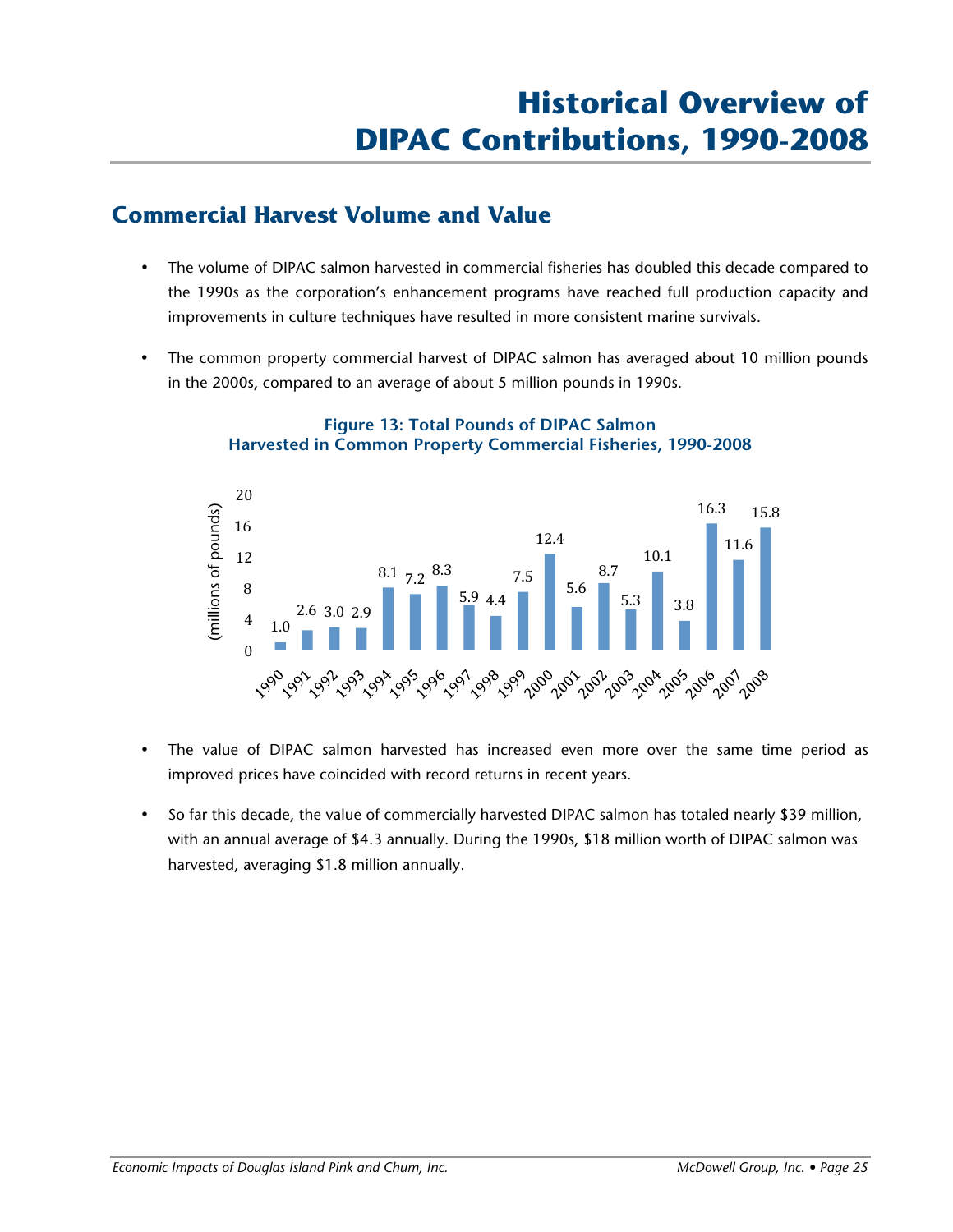# Historical Overview of DIPAC Contributions, 1990-2008

## Commercial Harvest Volume and Value

- The volume of DIPAC salmon harvested in commercial fisheries has doubled this decade compared to the 1990s as the corporation's enhancement programs have reached full production capacity and improvements in culture techniques have resulted in more consistent marine survivals.
- The common property commercial harvest of DIPAC salmon has averaged about 10 million pounds in the 2000s, compared to an average of about 5 million pounds in 1990s.

**Figure 13: Total Pounds of DIPAC Salmon Harvested in Common Property Commercial Fisheries, 1990-2008**

| Year | Millions of pounds |
|---|---|
| 1990 | 1.0 |
| 1991 | 2.6 |
| 1992 | 3.0 |
| 1993 | 2.9 |
| 1994 | 8.1 |
| 1995 | 7.2 |
| 1996 | 8.3 |
| 1997 | 5.9 |
| 1998 | 4.4 |
| 1999 | 7.5 |
| 2000 | 12.4 |
| 2001 | 5.6 |
| 2002 | 8.7 |
| 2003 | 5.3 |
| 2004 | 10.1 |
| 2005 | 3.8 |
| 2006 | 16.3 |
| 2007 | 11.6 |
| 2008 | 15.8 |

- The value of DIPAC salmon harvested has increased even more over the same time period as improved prices have coincided with record returns in recent years.
- So far this decade, the value of commercially harvested DIPAC salmon has totaled nearly $39 million, with an annual average of $4.3 annually. During the 1990s, $18 million worth of DIPAC salmon was harvested, averaging $1.8 million annually.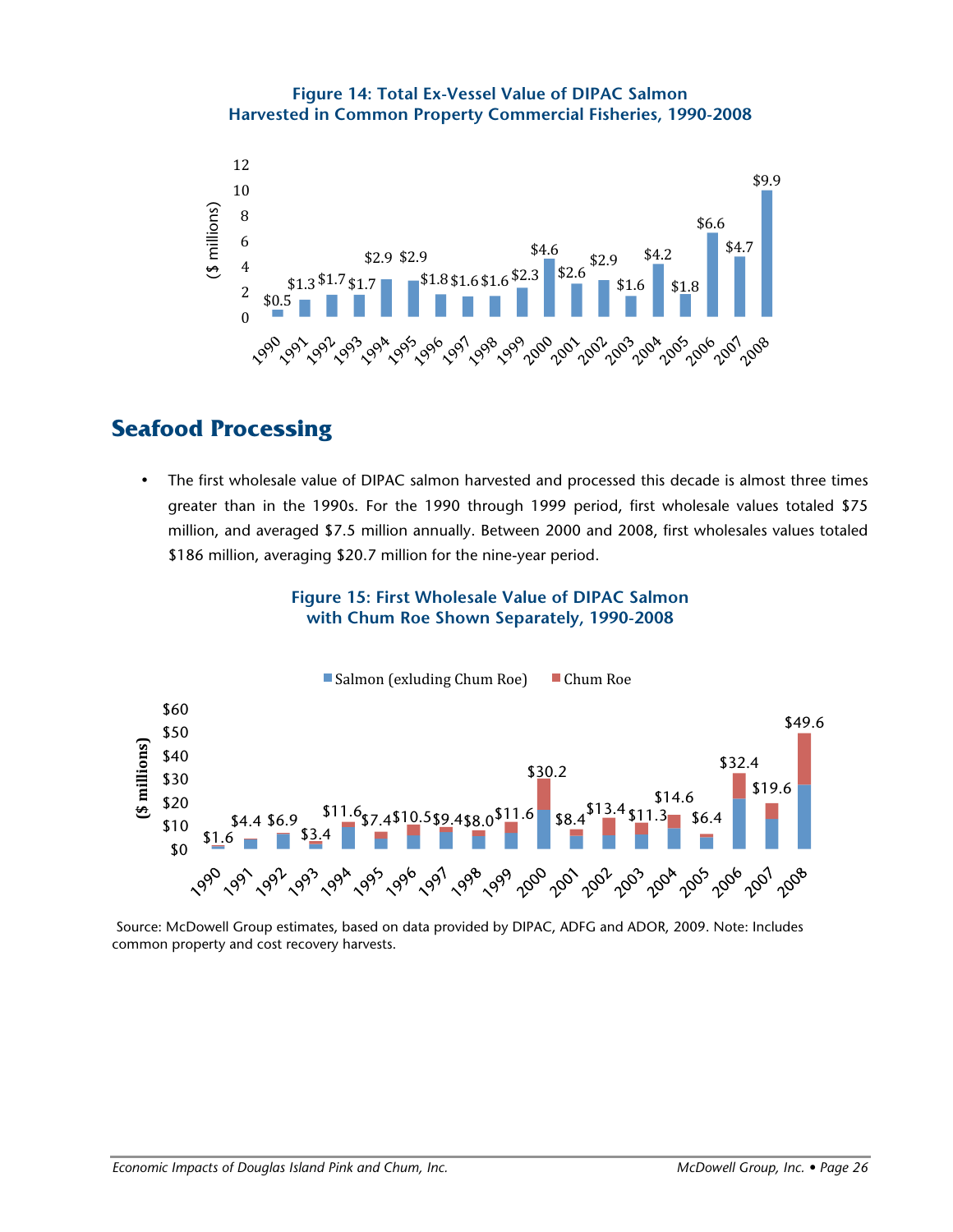**Figure 14: Total Ex-Vessel Value of DIPAC Salmon Harvested in Common Property Commercial Fisheries, 1990-2008**

($ millions)

12
10
8
6
4
2
0

$0.5 $1.3 $1.7 $1.7 $2.9 $2.9 $1.8 $1.6 $1.6 $2.3 $4.6 $2.6 $2.9 $1.6 $4.2 $1.8 $6.6 $4.7 $9.9

1990 1991 1992 1993 1994 1995 1996 1997 1998 1999 2000 2001 2002 2003 2004 2005 2006 2007 2008

## Seafood Processing

- The first wholesale value of DIPAC salmon harvested and processed this decade is almost three times greater than in the 1990s. For the 1990 through 1999 period, first wholesale values totaled $75 million, and averaged $7.5 million annually. Between 2000 and 2008, first wholesales values totaled $186 million, averaging $20.7 million for the nine-year period.

**Figure 15: First Wholesale Value of DIPAC Salmon with Chum Roe Shown Separately, 1990-2008**

Salmon (exluding Chum Roe)
Chum Roe

($ millions)

$60
$50
$40
$30
$20
$10
$0

$1.6 $4.4 $6.9 $3.4 $11.6 $7.4 $10.5 $9.4 $8.0 $11.6 $30.2 $8.4 $13.4 $11.3 $14.6 $6.4 $32.4 $19.6 $49.6

1990 1991 1992 1993 1994 1995 1996 1997 1998 1999 2000 2001 2002 2003 2004 2005 2006 2007 2008

Source: McDowell Group estimates, based on data provided by DIPAC, ADFG and ADOR, 2009. Note: Includes common property and cost recovery harvests.